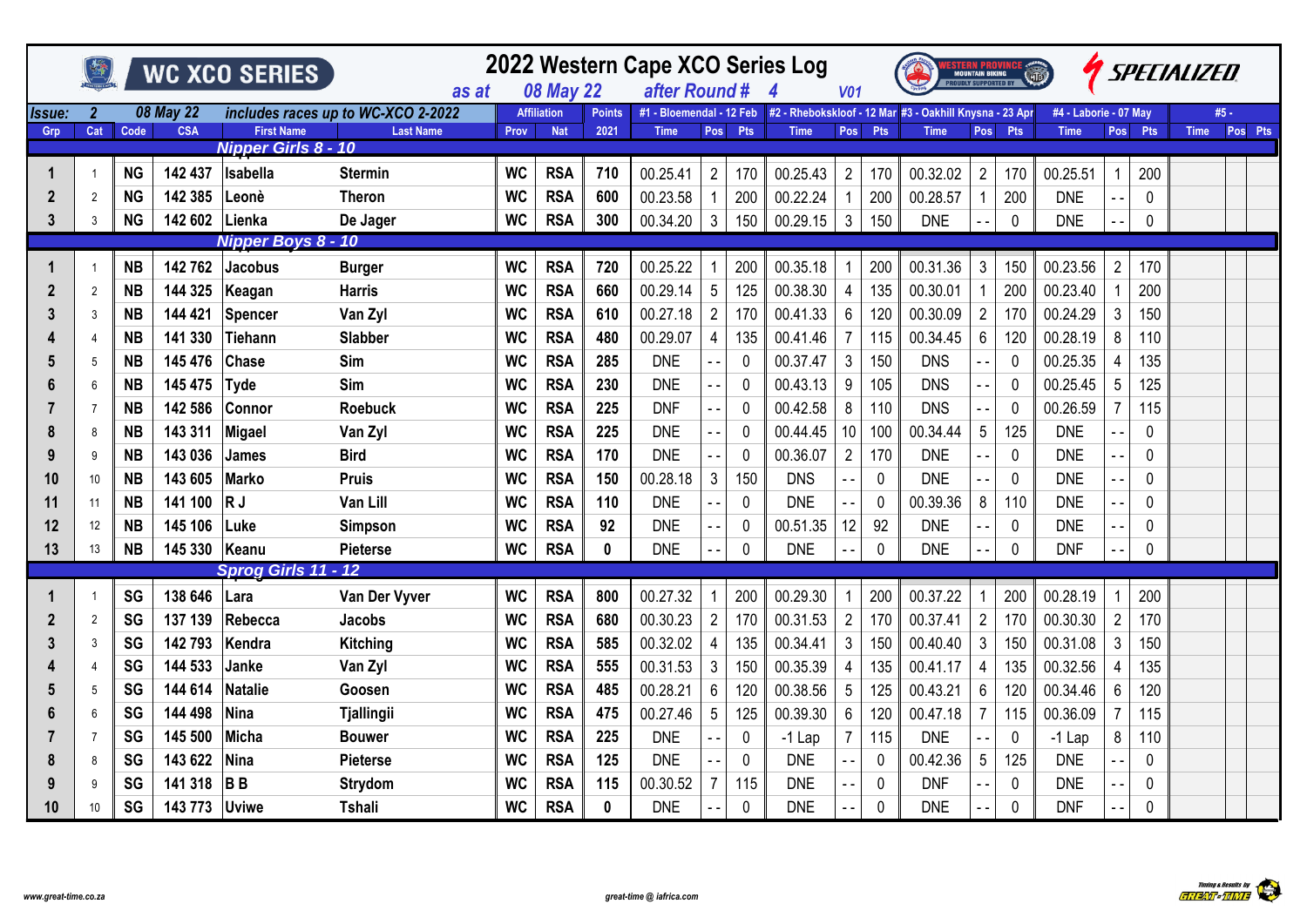# 2022 Western Cape XCO Series Log

WC XCO SERIES — as at 08 May 22 — after Round # 4 — V01

Issue: 2 — 08 May 22 — includes races up to WC-XCO 2-2022

| Grp | Cat | Code | CSA | First Name | Last Name | Affiliation Prov | Affiliation Nat | Points 2021 | #1 - Bloemendal - 12 Feb Time | Pos | Pts | #2 - Rhebokskloof - 12 Mar Time | Pos | Pts | #3 - Oakhill Knysna - 23 Apr Time | Pos | Pts | #4 - Laborie - 07 May Time | Pos | Pts | #5 - Time | Pos | Pts |
|---|---|---|---|---|---|---|---|---|---|---|---|---|---|---|---|---|---|---|---|---|---|---|---|
| | | | | **Nipper Girls 8 - 10** | | | | | | | | | | | | | | | | | | | |
| 1 | 1 | NG | 142 437 | Isabella | Stermin | WC | RSA | 710 | 00.25.41 | 2 | 170 | 00.25.43 | 2 | 170 | 00.32.02 | 2 | 170 | 00.25.51 | 1 | 200 | | | |
| 2 | 2 | NG | 142 385 | Leonè | Theron | WC | RSA | 600 | 00.23.58 | 1 | 200 | 00.22.24 | 1 | 200 | 00.28.57 | 1 | 200 | DNE | - - | 0 | | | |
| 3 | 3 | NG | 142 602 | Lienka | De Jager | WC | RSA | 300 | 00.34.20 | 3 | 150 | 00.29.15 | 3 | 150 | DNE | - - | 0 | DNE | - - | 0 | | | |
| | | | | **Nipper Boys 8 - 10** | | | | | | | | | | | | | | | | | | | |
| 1 | 1 | NB | 142 762 | Jacobus | Burger | WC | RSA | 720 | 00.25.22 | 1 | 200 | 00.35.18 | 1 | 200 | 00.31.36 | 3 | 150 | 00.23.56 | 2 | 170 | | | |
| 2 | 2 | NB | 144 325 | Keagan | Harris | WC | RSA | 660 | 00.29.14 | 5 | 125 | 00.38.30 | 4 | 135 | 00.30.01 | 1 | 200 | 00.23.40 | 1 | 200 | | | |
| 3 | 3 | NB | 144 421 | Spencer | Van Zyl | WC | RSA | 610 | 00.27.18 | 2 | 170 | 00.41.33 | 6 | 120 | 00.30.09 | 2 | 170 | 00.24.29 | 3 | 150 | | | |
| 4 | 4 | NB | 141 330 | Tiehann | Slabber | WC | RSA | 480 | 00.29.07 | 4 | 135 | 00.41.46 | 7 | 115 | 00.34.45 | 6 | 120 | 00.28.19 | 8 | 110 | | | |
| 5 | 5 | NB | 145 476 | Chase | Sim | WC | RSA | 285 | DNE | - - | 0 | 00.37.47 | 3 | 150 | DNS | - - | 0 | 00.25.35 | 4 | 135 | | | |
| 6 | 6 | NB | 145 475 | Tyde | Sim | WC | RSA | 230 | DNE | - - | 0 | 00.43.13 | 9 | 105 | DNS | - - | 0 | 00.25.45 | 5 | 125 | | | |
| 7 | 7 | NB | 142 586 | Connor | Roebuck | WC | RSA | 225 | DNF | - - | 0 | 00.42.58 | 8 | 110 | DNS | - - | 0 | 00.26.59 | 7 | 115 | | | |
| 8 | 8 | NB | 143 311 | Migael | Van Zyl | WC | RSA | 225 | DNE | - - | 0 | 00.44.45 | 10 | 100 | 00.34.44 | 5 | 125 | DNE | - - | 0 | | | |
| 9 | 9 | NB | 143 036 | James | Bird | WC | RSA | 170 | DNE | - - | 0 | 00.36.07 | 2 | 170 | DNE | - - | 0 | DNE | - - | 0 | | | |
| 10 | 10 | NB | 143 605 | Marko | Pruis | WC | RSA | 150 | 00.28.18 | 3 | 150 | DNS | - - | 0 | DNE | - - | 0 | DNE | - - | 0 | | | |
| 11 | 11 | NB | 141 100 | R J | Van Lill | WC | RSA | 110 | DNE | - - | 0 | DNE | - - | 0 | 00.39.36 | 8 | 110 | DNE | - - | 0 | | | |
| 12 | 12 | NB | 145 106 | Luke | Simpson | WC | RSA | 92 | DNE | - - | 0 | 00.51.35 | 12 | 92 | DNE | - - | 0 | DNE | - - | 0 | | | |
| 13 | 13 | NB | 145 330 | Keanu | Pieterse | WC | RSA | 0 | DNE | - - | 0 | DNE | - - | 0 | DNE | - - | 0 | DNF | - - | 0 | | | |
| | | | | **Sprog Girls 11 - 12** | | | | | | | | | | | | | | | | | | | |
| 1 | 1 | SG | 138 646 | Lara | Van Der Vyver | WC | RSA | 800 | 00.27.32 | 1 | 200 | 00.29.30 | 1 | 200 | 00.37.22 | 1 | 200 | 00.28.19 | 1 | 200 | | | |
| 2 | 2 | SG | 137 139 | Rebecca | Jacobs | WC | RSA | 680 | 00.30.23 | 2 | 170 | 00.31.53 | 2 | 170 | 00.37.41 | 2 | 170 | 00.30.30 | 2 | 170 | | | |
| 3 | 3 | SG | 142 793 | Kendra | Kitching | WC | RSA | 585 | 00.32.02 | 4 | 135 | 00.34.41 | 3 | 150 | 00.40.40 | 3 | 150 | 00.31.08 | 3 | 150 | | | |
| 4 | 4 | SG | 144 533 | Janke | Van Zyl | WC | RSA | 555 | 00.31.53 | 3 | 150 | 00.35.39 | 4 | 135 | 00.41.17 | 4 | 135 | 00.32.56 | 4 | 135 | | | |
| 5 | 5 | SG | 144 614 | Natalie | Goosen | WC | RSA | 485 | 00.28.21 | 6 | 120 | 00.38.56 | 5 | 125 | 00.43.21 | 6 | 120 | 00.34.46 | 6 | 120 | | | |
| 6 | 6 | SG | 144 498 | Nina | Tjallingii | WC | RSA | 475 | 00.27.46 | 5 | 125 | 00.39.30 | 6 | 120 | 00.47.18 | 7 | 115 | 00.36.09 | 7 | 115 | | | |
| 7 | 7 | SG | 145 500 | Micha | Bouwer | WC | RSA | 225 | DNE | - - | 0 | -1 Lap | 7 | 115 | DNE | - - | 0 | -1 Lap | 8 | 110 | | | |
| 8 | 8 | SG | 143 622 | Nina | Pieterse | WC | RSA | 125 | DNE | - - | 0 | DNE | - - | 0 | 00.42.36 | 5 | 125 | DNE | - - | 0 | | | |
| 9 | 9 | SG | 141 318 | B B | Strydom | WC | RSA | 115 | 00.30.52 | 7 | 115 | DNE | - - | 0 | DNF | - - | 0 | DNE | - - | 0 | | | |
| 10 | 10 | SG | 143 773 | Uviwe | Tshali | WC | RSA | 0 | DNE | - - | 0 | DNE | - - | 0 | DNE | - - | 0 | DNF | - - | 0 | | | |

www.great-time.co.za — great-time @ iafrica.com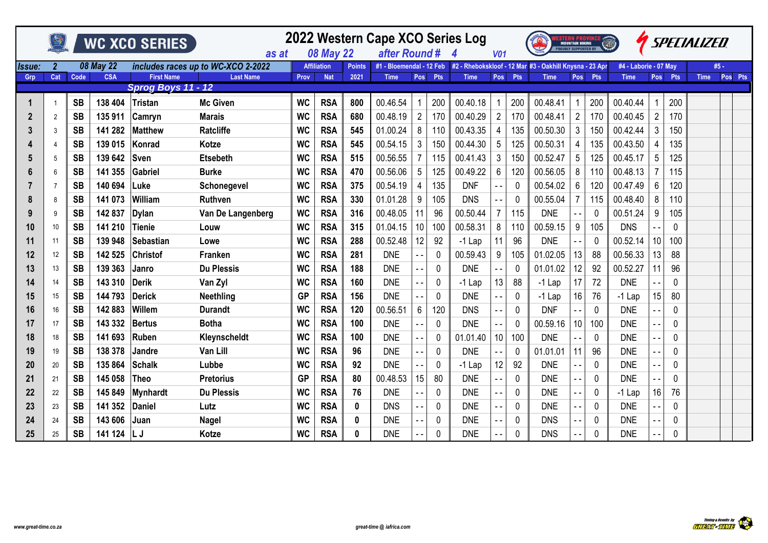# WC XCO SERIES

## 2022 Western Cape XCO Series Log

*as at* 08 May 22 *after Round #* 4 V01

Issue: 2 | 08 May 22 | includes races up to WC-XCO 2-2022

| Grp | Cat | Code | CSA | First Name | Last Name | Affiliation Prov | Affiliation Nat | Points 2021 | #1 - Bloemendal - 12 Feb Time | Pos | Pts | #2 - Rhebokskloof - 12 Mar Time | Pos | Pts | #3 - Oakhill Knysna - 23 Apr Time | Pos | Pts | #4 - Laborie - 07 May Time | Pos | Pts | #5 - Time | Pos | Pts |
|---|---|---|---|---|---|---|---|---|---|---|---|---|---|---|---|---|---|---|---|---|---|---|---|
| | | | | **Sprog Boys 11 - 12** | | | | | | | | | | | | | | | | | | | |
| 1 | 1 | SB | 138 404 | Tristan | Mc Given | WC | RSA | 800 | 00.46.54 | 1 | 200 | 00.40.18 | 1 | 200 | 00.48.41 | 1 | 200 | 00.40.44 | 1 | 200 | | | |
| 2 | 2 | SB | 135 911 | Camryn | Marais | WC | RSA | 680 | 00.48.19 | 2 | 170 | 00.40.29 | 2 | 170 | 00.48.41 | 2 | 170 | 00.40.45 | 2 | 170 | | | |
| 3 | 3 | SB | 141 282 | Matthew | Ratcliffe | WC | RSA | 545 | 01.00.24 | 8 | 110 | 00.43.35 | 4 | 135 | 00.50.30 | 3 | 150 | 00.42.44 | 3 | 150 | | | |
| 4 | 4 | SB | 139 015 | Konrad | Kotze | WC | RSA | 545 | 00.54.15 | 3 | 150 | 00.44.30 | 5 | 125 | 00.50.31 | 4 | 135 | 00.43.50 | 4 | 135 | | | |
| 5 | 5 | SB | 139 642 | Sven | Etsebeth | WC | RSA | 515 | 00.56.55 | 7 | 115 | 00.41.43 | 3 | 150 | 00.52.47 | 5 | 125 | 00.45.17 | 5 | 125 | | | |
| 6 | 6 | SB | 141 355 | Gabriel | Burke | WC | RSA | 470 | 00.56.06 | 5 | 125 | 00.49.22 | 6 | 120 | 00.56.05 | 8 | 110 | 00.48.13 | 7 | 115 | | | |
| 7 | 7 | SB | 140 694 | Luke | Schonegevel | WC | RSA | 375 | 00.54.19 | 4 | 135 | DNF | - - | 0 | 00.54.02 | 6 | 120 | 00.47.49 | 6 | 120 | | | |
| 8 | 8 | SB | 141 073 | William | Ruthven | WC | RSA | 330 | 01.01.28 | 9 | 105 | DNS | - - | 0 | 00.55.04 | 7 | 115 | 00.48.40 | 8 | 110 | | | |
| 9 | 9 | SB | 142 837 | Dylan | Van De Langenberg | WC | RSA | 316 | 00.48.05 | 11 | 96 | 00.50.44 | 7 | 115 | DNE | - - | 0 | 00.51.24 | 9 | 105 | | | |
| 10 | 10 | SB | 141 210 | Tienie | Louw | WC | RSA | 315 | 01.04.15 | 10 | 100 | 00.58.31 | 8 | 110 | 00.59.15 | 9 | 105 | DNS | - - | 0 | | | |
| 11 | 11 | SB | 139 948 | Sebastian | Lowe | WC | RSA | 288 | 00.52.48 | 12 | 92 | -1 Lap | 11 | 96 | DNE | - - | 0 | 00.52.14 | 10 | 100 | | | |
| 12 | 12 | SB | 142 525 | Christof | Franken | WC | RSA | 281 | DNE | - - | 0 | 00.59.43 | 9 | 105 | 01.02.05 | 13 | 88 | 00.56.33 | 13 | 88 | | | |
| 13 | 13 | SB | 139 363 | Janro | Du Plessis | WC | RSA | 188 | DNE | - - | 0 | DNE | - - | 0 | 01.01.02 | 12 | 92 | 00.52.27 | 11 | 96 | | | |
| 14 | 14 | SB | 143 310 | Derik | Van Zyl | WC | RSA | 160 | DNE | - - | 0 | -1 Lap | 13 | 88 | -1 Lap | 17 | 72 | DNE | - - | 0 | | | |
| 15 | 15 | SB | 144 793 | Derick | Neethling | GP | RSA | 156 | DNE | - - | 0 | DNE | - - | 0 | -1 Lap | 16 | 76 | -1 Lap | 15 | 80 | | | |
| 16 | 16 | SB | 142 883 | Willem | Durandt | WC | RSA | 120 | 00.56.51 | 6 | 120 | DNS | - - | 0 | DNF | - - | 0 | DNE | - - | 0 | | | |
| 17 | 17 | SB | 143 332 | Bertus | Botha | WC | RSA | 100 | DNE | - - | 0 | DNE | - - | 0 | 00.59.16 | 10 | 100 | DNE | - - | 0 | | | |
| 18 | 18 | SB | 141 693 | Ruben | Kleynscheldt | WC | RSA | 100 | DNE | - - | 0 | 01.01.40 | 10 | 100 | DNE | - - | 0 | DNE | - - | 0 | | | |
| 19 | 19 | SB | 138 378 | Jandre | Van Lill | WC | RSA | 96 | DNE | - - | 0 | DNE | - - | 0 | 01.01.01 | 11 | 96 | DNE | - - | 0 | | | |
| 20 | 20 | SB | 135 864 | Schalk | Lubbe | WC | RSA | 92 | DNE | - - | 0 | -1 Lap | 12 | 92 | DNE | - - | 0 | DNE | - - | 0 | | | |
| 21 | 21 | SB | 145 058 | Theo | Pretorius | GP | RSA | 80 | 00.48.53 | 15 | 80 | DNE | - - | 0 | DNE | - - | 0 | DNE | - - | 0 | | | |
| 22 | 22 | SB | 145 849 | Mynhardt | Du Plessis | WC | RSA | 76 | DNE | - - | 0 | DNE | - - | 0 | DNE | - - | 0 | -1 Lap | 16 | 76 | | | |
| 23 | 23 | SB | 141 352 | Daniel | Lutz | WC | RSA | 0 | DNS | - - | 0 | DNE | - - | 0 | DNE | - - | 0 | DNE | - - | 0 | | | |
| 24 | 24 | SB | 143 606 | Juan | Nagel | WC | RSA | 0 | DNE | - - | 0 | DNE | - - | 0 | DNS | - - | 0 | DNE | - - | 0 | | | |
| 25 | 25 | SB | 141 124 | L J | Kotze | WC | RSA | 0 | DNE | - - | 0 | DNE | - - | 0 | DNS | - - | 0 | DNE | - - | 0 | | | |

www.great-time.co.za &nbsp;&nbsp;&nbsp; great-time @ iafrica.com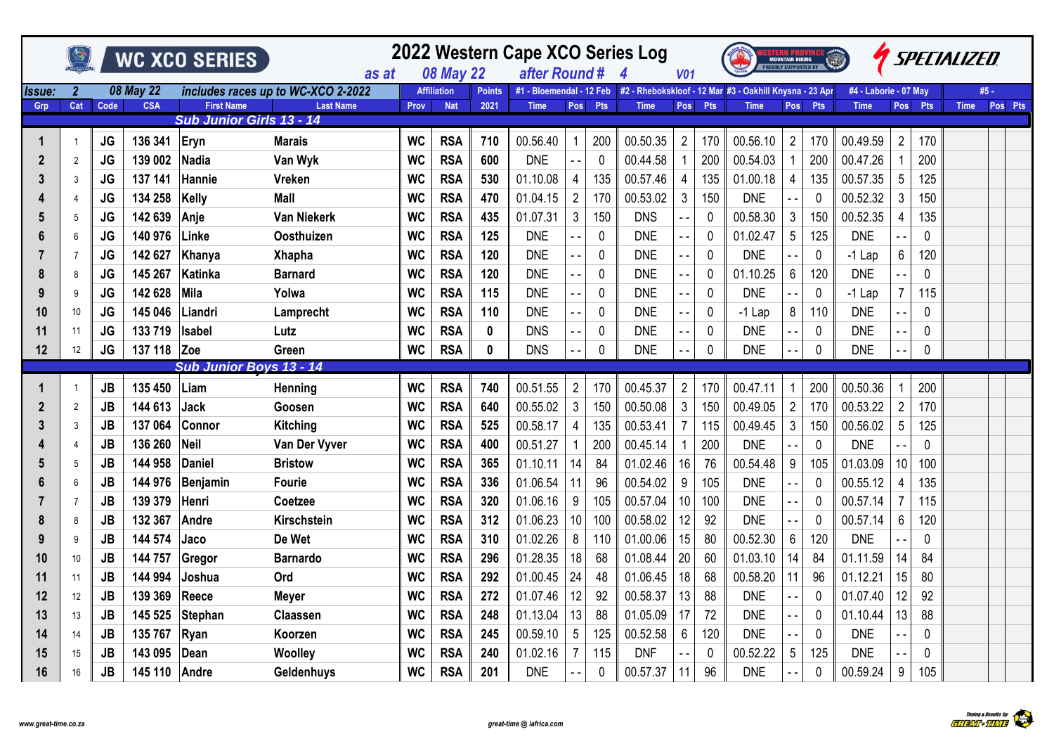# WC XCO SERIES

## 2022 Western Cape XCO Series Log

as at 08 May 22 after Round # 4 V01

Issue: 2 08 May 22 includes races up to WC-XCO 2-2022

| Grp | Cat | Code | CSA | First Name | Last Name | Affiliation Prov | Nat | Points 2021 | #1 - Bloemendal - 12 Feb Time | Pos | Pts | #2 - Rhebokskloof - 12 Mar Time | Pos | Pts | #3 - Oakhill Knysna - 23 Apr Time | Pos | Pts | #4 - Laborie - 07 May Time | Pos | Pts | #5 - Time | Pos | Pts |
|---|---|---|---|---|---|---|---|---|---|---|---|---|---|---|---|---|---|---|---|---|---|---|---|
| **Sub Junior Girls 13 - 14** | | | | | | | | | | | | | | | | | | | | | | | |
| 1 | 1 | JG | 136 341 | Eryn | Marais | WC | RSA | 710 | 00.56.40 | 1 | 200 | 00.50.35 | 2 | 170 | 00.56.10 | 2 | 170 | 00.49.59 | 2 | 170 | | | |
| 2 | 2 | JG | 139 002 | Nadia | Van Wyk | WC | RSA | 600 | DNE | - - | 0 | 00.44.58 | 1 | 200 | 00.54.03 | 1 | 200 | 00.47.26 | 1 | 200 | | | |
| 3 | 3 | JG | 137 141 | Hannie | Vreken | WC | RSA | 530 | 01.10.08 | 4 | 135 | 00.57.46 | 4 | 135 | 01.00.18 | 4 | 135 | 00.57.35 | 5 | 125 | | | |
| 4 | 4 | JG | 134 258 | Kelly | Mall | WC | RSA | 470 | 01.04.15 | 2 | 170 | 00.53.02 | 3 | 150 | DNE | - - | 0 | 00.52.32 | 3 | 150 | | | |
| 5 | 5 | JG | 142 639 | Anje | Van Niekerk | WC | RSA | 435 | 01.07.31 | 3 | 150 | DNS | - - | 0 | 00.58.30 | 3 | 150 | 00.52.35 | 4 | 135 | | | |
| 6 | 6 | JG | 140 976 | Linke | Oosthuizen | WC | RSA | 125 | DNE | - - | 0 | DNE | - - | 0 | 01.02.47 | 5 | 125 | DNE | - - | 0 | | | |
| 7 | 7 | JG | 142 627 | Khanya | Xhapha | WC | RSA | 120 | DNE | - - | 0 | DNE | - - | 0 | DNE | - - | 0 | -1 Lap | 6 | 120 | | | |
| 8 | 8 | JG | 145 267 | Katinka | Barnard | WC | RSA | 120 | DNE | - - | 0 | DNE | - - | 0 | 01.10.25 | 6 | 120 | DNE | - - | 0 | | | |
| 9 | 9 | JG | 142 628 | Mila | Yolwa | WC | RSA | 115 | DNE | - - | 0 | DNE | - - | 0 | DNE | - - | 0 | -1 Lap | 7 | 115 | | | |
| 10 | 10 | JG | 145 046 | Liandri | Lamprecht | WC | RSA | 110 | DNE | - - | 0 | DNE | - - | 0 | -1 Lap | 8 | 110 | DNE | - - | 0 | | | |
| 11 | 11 | JG | 133 719 | Isabel | Lutz | WC | RSA | 0 | DNS | - - | 0 | DNE | - - | 0 | DNE | - - | 0 | DNE | - - | 0 | | | |
| 12 | 12 | JG | 137 118 | Zoe | Green | WC | RSA | 0 | DNS | - - | 0 | DNE | - - | 0 | DNE | - - | 0 | DNE | - - | 0 | | | |
| **Sub Junior Boys 13 - 14** | | | | | | | | | | | | | | | | | | | | | | | |
| 1 | 1 | JB | 135 450 | Liam | Henning | WC | RSA | 740 | 00.51.55 | 2 | 170 | 00.45.37 | 2 | 170 | 00.47.11 | 1 | 200 | 00.50.36 | 1 | 200 | | | |
| 2 | 2 | JB | 144 613 | Jack | Goosen | WC | RSA | 640 | 00.55.02 | 3 | 150 | 00.50.08 | 3 | 150 | 00.49.05 | 2 | 170 | 00.53.22 | 2 | 170 | | | |
| 3 | 3 | JB | 137 064 | Connor | Kitching | WC | RSA | 525 | 00.58.17 | 4 | 135 | 00.53.41 | 7 | 115 | 00.49.45 | 3 | 150 | 00.56.02 | 5 | 125 | | | |
| 4 | 4 | JB | 136 260 | Neil | Van Der Vyver | WC | RSA | 400 | 00.51.27 | 1 | 200 | 00.45.14 | 1 | 200 | DNE | - - | 0 | DNE | - - | 0 | | | |
| 5 | 5 | JB | 144 958 | Daniel | Bristow | WC | RSA | 365 | 01.10.11 | 14 | 84 | 01.02.46 | 16 | 76 | 00.54.48 | 9 | 105 | 01.03.09 | 10 | 100 | | | |
| 6 | 6 | JB | 144 976 | Benjamin | Fourie | WC | RSA | 336 | 01.06.54 | 11 | 96 | 00.54.02 | 9 | 105 | DNE | - - | 0 | 00.55.12 | 4 | 135 | | | |
| 7 | 7 | JB | 139 379 | Henri | Coetzee | WC | RSA | 320 | 01.06.16 | 9 | 105 | 00.57.04 | 10 | 100 | DNE | - - | 0 | 00.57.14 | 7 | 115 | | | |
| 8 | 8 | JB | 132 367 | Andre | Kirschstein | WC | RSA | 312 | 01.06.23 | 10 | 100 | 00.58.02 | 12 | 92 | DNE | - - | 0 | 00.57.14 | 6 | 120 | | | |
| 9 | 9 | JB | 144 574 | Jaco | De Wet | WC | RSA | 310 | 01.02.26 | 8 | 110 | 01.00.06 | 15 | 80 | 00.52.30 | 6 | 120 | DNE | - - | 0 | | | |
| 10 | 10 | JB | 144 757 | Gregor | Barnardo | WC | RSA | 296 | 01.28.35 | 18 | 68 | 01.08.44 | 20 | 60 | 01.03.10 | 14 | 84 | 01.11.59 | 14 | 84 | | | |
| 11 | 11 | JB | 144 994 | Joshua | Ord | WC | RSA | 292 | 01.00.45 | 24 | 48 | 01.06.45 | 18 | 68 | 00.58.20 | 11 | 96 | 01.12.21 | 15 | 80 | | | |
| 12 | 12 | JB | 139 369 | Reece | Meyer | WC | RSA | 272 | 01.07.46 | 12 | 92 | 00.58.37 | 13 | 88 | DNE | - - | 0 | 01.07.40 | 12 | 92 | | | |
| 13 | 13 | JB | 145 525 | Stephan | Claassen | WC | RSA | 248 | 01.13.04 | 13 | 88 | 01.05.09 | 17 | 72 | DNE | - - | 0 | 01.10.44 | 13 | 88 | | | |
| 14 | 14 | JB | 135 767 | Ryan | Koorzen | WC | RSA | 245 | 00.59.10 | 5 | 125 | 00.52.58 | 6 | 120 | DNE | - - | 0 | DNE | - - | 0 | | | |
| 15 | 15 | JB | 143 095 | Dean | Woolley | WC | RSA | 240 | 01.02.16 | 7 | 115 | DNF | - - | 0 | 00.52.22 | 5 | 125 | DNE | - - | 0 | | | |
| 16 | 16 | JB | 145 110 | Andre | Geldenhuys | WC | RSA | 201 | DNE | - - | 0 | 00.57.37 | 11 | 96 | DNE | - - | 0 | 00.59.24 | 9 | 105 | | | |

www.great-time.co.za great-time @ iafrica.com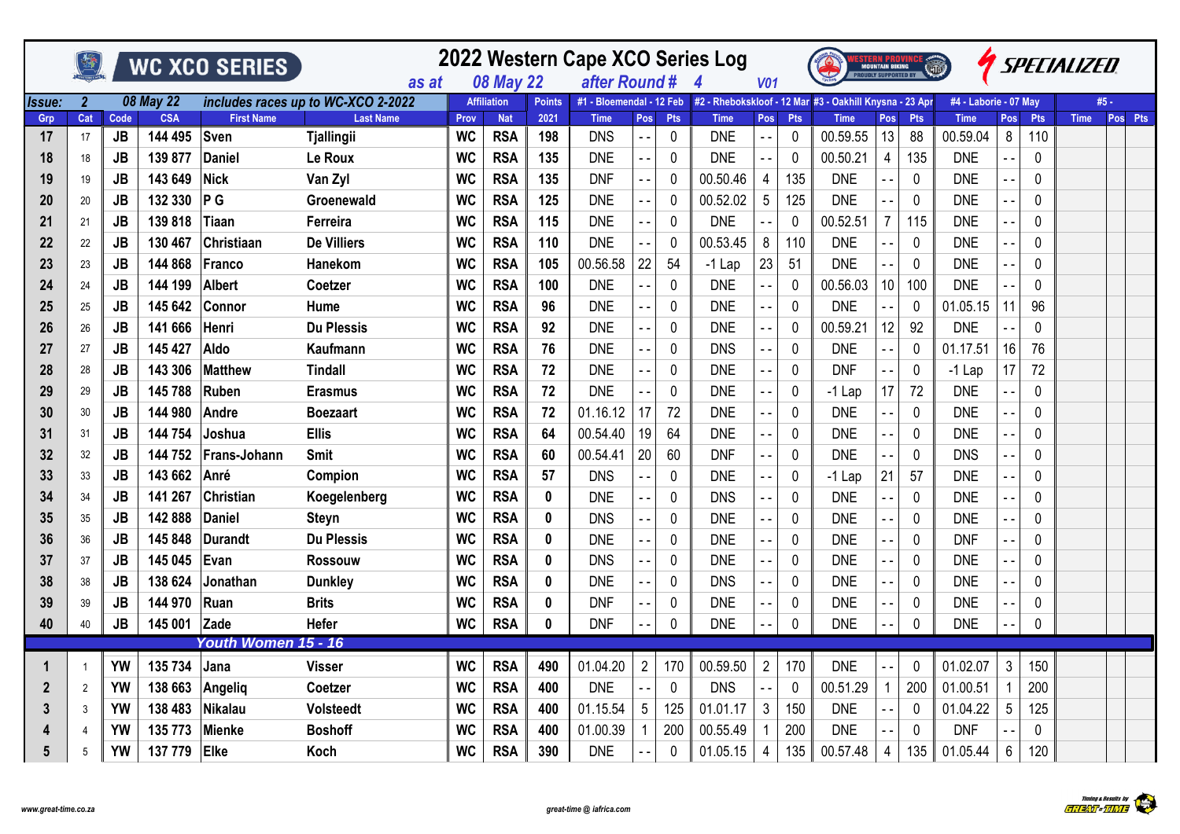# 2022 Western Cape XCO Series Log

WC XCO SERIES

as at 08 May 22 after Round # 4 V01

| Issue: 2 | 08 May 22 | includes races up to WC-XCO 2-2022 | | | | Affiliation | | Points | #1 - Bloemendal - 12 Feb | | | #2 - Rhebokskloof - 12 Mar | | | #3 - Oakhill Knysna - 23 Apr | | | #4 - Laborie - 07 May | | | #5 - | | |
|---|---|---|---|---|---|---|---|---|---|---|---|---|---|---|---|---|---|---|---|---|---|---|---|
| Grp | Cat | Code | CSA | First Name | Last Name | Prov | Nat | 2021 | Time | Pos | Pts | Time | Pos | Pts | Time | Pos | Pts | Time | Pos | Pts | Time | Pos | Pts |
| 17 | 17 | JB | 144 495 | Sven | Tjallingii | WC | RSA | 198 | DNS | - - | 0 | DNE | - - | 0 | 00.59.55 | 13 | 88 | 00.59.04 | 8 | 110 | | | |
| 18 | 18 | JB | 139 877 | Daniel | Le Roux | WC | RSA | 135 | DNE | - - | 0 | DNE | - - | 0 | 00.50.21 | 4 | 135 | DNE | - - | 0 | | | |
| 19 | 19 | JB | 143 649 | Nick | Van Zyl | WC | RSA | 135 | DNF | - - | 0 | 00.50.46 | 4 | 135 | DNE | - - | 0 | DNE | - - | 0 | | | |
| 20 | 20 | JB | 132 330 | P G | Groenewald | WC | RSA | 125 | DNE | - - | 0 | 00.52.02 | 5 | 125 | DNE | - - | 0 | DNE | - - | 0 | | | |
| 21 | 21 | JB | 139 818 | Tiaan | Ferreira | WC | RSA | 115 | DNE | - - | 0 | DNE | - - | 0 | 00.52.51 | 7 | 115 | DNE | - - | 0 | | | |
| 22 | 22 | JB | 130 467 | Christiaan | De Villiers | WC | RSA | 110 | DNE | - - | 0 | 00.53.45 | 8 | 110 | DNE | - - | 0 | DNE | - - | 0 | | | |
| 23 | 23 | JB | 144 868 | Franco | Hanekom | WC | RSA | 105 | 00.56.58 | 22 | 54 | -1 Lap | 23 | 51 | DNE | - - | 0 | DNE | - - | 0 | | | |
| 24 | 24 | JB | 144 199 | Albert | Coetzer | WC | RSA | 100 | DNE | - - | 0 | DNE | - - | 0 | 00.56.03 | 10 | 100 | DNE | - - | 0 | | | |
| 25 | 25 | JB | 145 642 | Connor | Hume | WC | RSA | 96 | DNE | - - | 0 | DNE | - - | 0 | DNE | - - | 0 | 01.05.15 | 11 | 96 | | | |
| 26 | 26 | JB | 141 666 | Henri | Du Plessis | WC | RSA | 92 | DNE | - - | 0 | DNE | - - | 0 | 00.59.21 | 12 | 92 | DNE | - - | 0 | | | |
| 27 | 27 | JB | 145 427 | Aldo | Kaufmann | WC | RSA | 76 | DNE | - - | 0 | DNS | - - | 0 | DNE | - - | 0 | 01.17.51 | 16 | 76 | | | |
| 28 | 28 | JB | 143 306 | Matthew | Tindall | WC | RSA | 72 | DNE | - - | 0 | DNE | - - | 0 | DNF | - - | 0 | -1 Lap | 17 | 72 | | | |
| 29 | 29 | JB | 145 788 | Ruben | Erasmus | WC | RSA | 72 | DNE | - - | 0 | DNE | - - | 0 | -1 Lap | 17 | 72 | DNE | - - | 0 | | | |
| 30 | 30 | JB | 144 980 | Andre | Boezaart | WC | RSA | 72 | 01.16.12 | 17 | 72 | DNE | - - | 0 | DNE | - - | 0 | DNE | - - | 0 | | | |
| 31 | 31 | JB | 144 754 | Joshua | Ellis | WC | RSA | 64 | 00.54.40 | 19 | 64 | DNE | - - | 0 | DNE | - - | 0 | DNE | - - | 0 | | | |
| 32 | 32 | JB | 144 752 | Frans-Johann | Smit | WC | RSA | 60 | 00.54.41 | 20 | 60 | DNF | - - | 0 | DNE | - - | 0 | DNS | - - | 0 | | | |
| 33 | 33 | JB | 143 662 | Anré | Compion | WC | RSA | 57 | DNS | - - | 0 | DNE | - - | 0 | -1 Lap | 21 | 57 | DNE | - - | 0 | | | |
| 34 | 34 | JB | 141 267 | Christian | Koegelenberg | WC | RSA | 0 | DNE | - - | 0 | DNS | - - | 0 | DNE | - - | 0 | DNE | - - | 0 | | | |
| 35 | 35 | JB | 142 888 | Daniel | Steyn | WC | RSA | 0 | DNS | - - | 0 | DNE | - - | 0 | DNE | - - | 0 | DNE | - - | 0 | | | |
| 36 | 36 | JB | 145 848 | Durandt | Du Plessis | WC | RSA | 0 | DNE | - - | 0 | DNE | - - | 0 | DNE | - - | 0 | DNF | - - | 0 | | | |
| 37 | 37 | JB | 145 045 | Evan | Rossouw | WC | RSA | 0 | DNS | - - | 0 | DNE | - - | 0 | DNE | - - | 0 | DNE | - - | 0 | | | |
| 38 | 38 | JB | 138 624 | Jonathan | Dunkley | WC | RSA | 0 | DNE | - - | 0 | DNS | - - | 0 | DNE | - - | 0 | DNE | - - | 0 | | | |
| 39 | 39 | JB | 144 970 | Ruan | Brits | WC | RSA | 0 | DNF | - - | 0 | DNE | - - | 0 | DNE | - - | 0 | DNE | - - | 0 | | | |
| 40 | 40 | JB | 145 001 | Zade | Hefer | WC | RSA | 0 | DNF | - - | 0 | DNE | - - | 0 | DNE | - - | 0 | DNE | - - | 0 | | | |
| | | | | **Youth Women 15 - 16** | | | | | | | | | | | | | | | | | | | |
| 1 | 1 | YW | 135 734 | Jana | Visser | WC | RSA | 490 | 01.04.20 | 2 | 170 | 00.59.50 | 2 | 170 | DNE | - - | 0 | 01.02.07 | 3 | 150 | | | |
| 2 | 2 | YW | 138 663 | Angeliq | Coetzer | WC | RSA | 400 | DNE | - - | 0 | DNS | - - | 0 | 00.51.29 | 1 | 200 | 01.00.51 | 1 | 200 | | | |
| 3 | 3 | YW | 138 483 | Nikalau | Volsteedt | WC | RSA | 400 | 01.15.54 | 5 | 125 | 01.01.17 | 3 | 150 | DNE | - - | 0 | 01.04.22 | 5 | 125 | | | |
| 4 | 4 | YW | 135 773 | Mienke | Boshoff | WC | RSA | 400 | 01.00.39 | 1 | 200 | 00.55.49 | 1 | 200 | DNE | - - | 0 | DNF | - - | 0 | | | |
| 5 | 5 | YW | 137 779 | Elke | Koch | WC | RSA | 390 | DNE | - - | 0 | 01.05.15 | 4 | 135 | 00.57.48 | 4 | 135 | 01.05.44 | 6 | 120 | | | |

www.great-time.co.za    great-time @ iafrica.com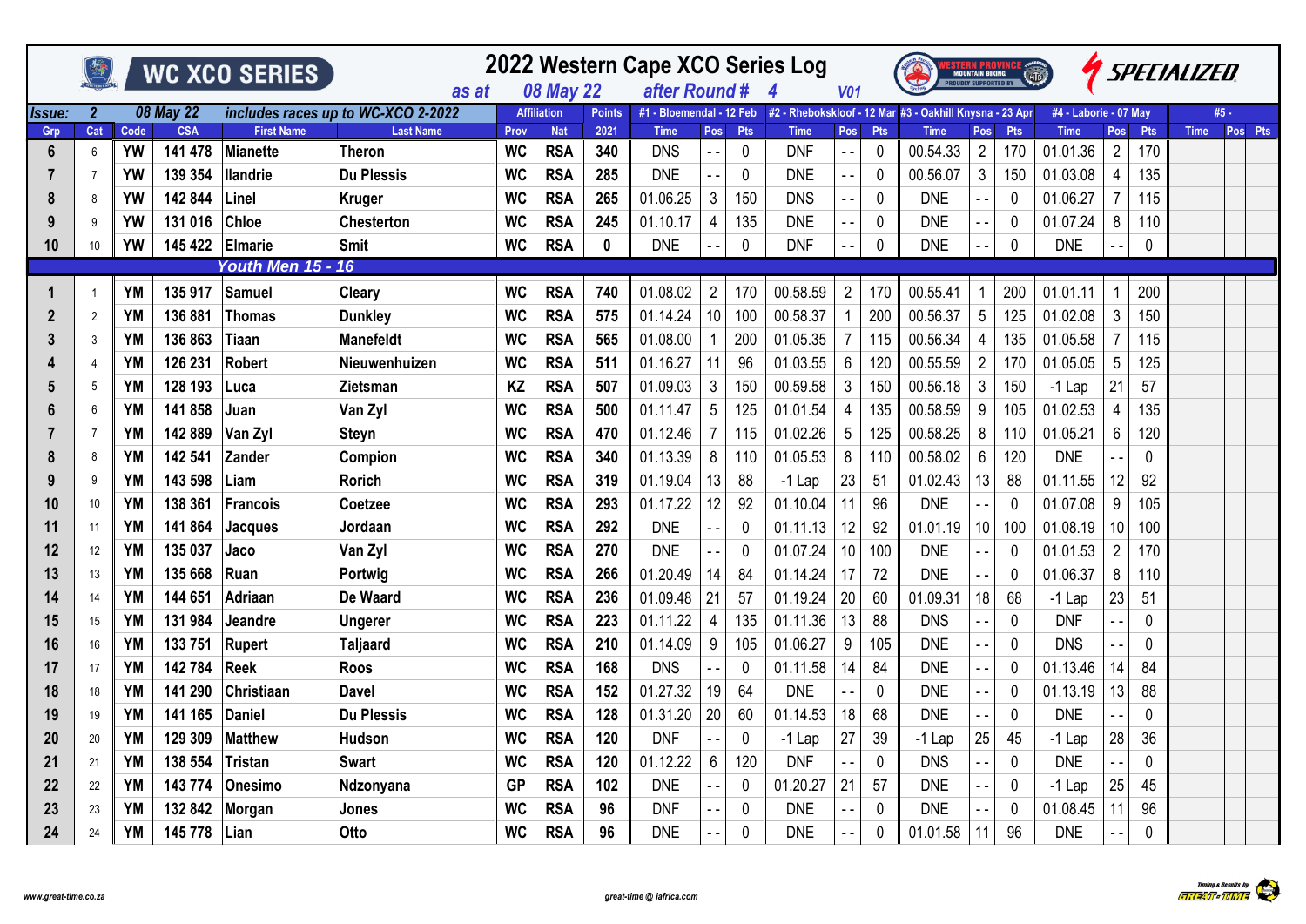# 2022 Western Cape XCO Series Log

WC XCO SERIES

as at 08 May 22 after Round # 4 V01

| Issue: 2 | 08 May 22 | includes races up to WC-XCO 2-2022 | | | | Affiliation | | Points | #1 - Bloemendal - 12 Feb | | | #2 - Rhebokskloof - 12 Mar | | | #3 - Oakhill Knysna - 23 Apr | | | #4 - Laborie - 07 May | | | #5 - | | |
|---|---|---|---|---|---|---|---|---|---|---|---|---|---|---|---|---|---|---|---|---|---|---|---|
| Grp | Cat | Code | CSA | First Name | Last Name | Prov | Nat | 2021 | Time | Pos | Pts | Time | Pos | Pts | Time | Pos | Pts | Time | Pos | Pts | Time | Pos | Pts |
| 6 | 6 | YW | 141 478 | Mianette | Theron | WC | RSA | 340 | DNS | - - | 0 | DNF | - - | 0 | 00.54.33 | 2 | 170 | 01.01.36 | 2 | 170 | | | |
| 7 | 7 | YW | 139 354 | Ilandrie | Du Plessis | WC | RSA | 285 | DNE | - - | 0 | DNE | - - | 0 | 00.56.07 | 3 | 150 | 01.03.08 | 4 | 135 | | | |
| 8 | 8 | YW | 142 844 | Linel | Kruger | WC | RSA | 265 | 01.06.25 | 3 | 150 | DNS | - - | 0 | DNE | - - | 0 | 01.06.27 | 7 | 115 | | | |
| 9 | 9 | YW | 131 016 | Chloe | Chesterton | WC | RSA | 245 | 01.10.17 | 4 | 135 | DNE | - - | 0 | DNE | - - | 0 | 01.07.24 | 8 | 110 | | | |
| 10 | 10 | YW | 145 422 | Elmarie | Smit | WC | RSA | 0 | DNE | - - | 0 | DNF | - - | 0 | DNE | - - | 0 | DNE | - - | 0 | | | |
| | | | | *Youth Men 15 - 16* | | | | | | | | | | | | | | | | | | | |
| 1 | 1 | YM | 135 917 | Samuel | Cleary | WC | RSA | 740 | 01.08.02 | 2 | 170 | 00.58.59 | 2 | 170 | 00.55.41 | 1 | 200 | 01.01.11 | 1 | 200 | | | |
| 2 | 2 | YM | 136 881 | Thomas | Dunkley | WC | RSA | 575 | 01.14.24 | 10 | 100 | 00.58.37 | 1 | 200 | 00.56.37 | 5 | 125 | 01.02.08 | 3 | 150 | | | |
| 3 | 3 | YM | 136 863 | Tiaan | Manefeldt | WC | RSA | 565 | 01.08.00 | 1 | 200 | 01.05.35 | 7 | 115 | 00.56.34 | 4 | 135 | 01.05.58 | 7 | 115 | | | |
| 4 | 4 | YM | 126 231 | Robert | Nieuwenhuizen | WC | RSA | 511 | 01.16.27 | 11 | 96 | 01.03.55 | 6 | 120 | 00.55.59 | 2 | 170 | 01.05.05 | 5 | 125 | | | |
| 5 | 5 | YM | 128 193 | Luca | Zietsman | KZ | RSA | 507 | 01.09.03 | 3 | 150 | 00.59.58 | 3 | 150 | 00.56.18 | 3 | 150 | -1 Lap | 21 | 57 | | | |
| 6 | 6 | YM | 141 858 | Juan | Van Zyl | WC | RSA | 500 | 01.11.47 | 5 | 125 | 01.01.54 | 4 | 135 | 00.58.59 | 9 | 105 | 01.02.53 | 4 | 135 | | | |
| 7 | 7 | YM | 142 889 | Van Zyl | Steyn | WC | RSA | 470 | 01.12.46 | 7 | 115 | 01.02.26 | 5 | 125 | 00.58.25 | 8 | 110 | 01.05.21 | 6 | 120 | | | |
| 8 | 8 | YM | 142 541 | Zander | Compion | WC | RSA | 340 | 01.13.39 | 8 | 110 | 01.05.53 | 8 | 110 | 00.58.02 | 6 | 120 | DNE | - - | 0 | | | |
| 9 | 9 | YM | 143 598 | Liam | Rorich | WC | RSA | 319 | 01.19.04 | 13 | 88 | -1 Lap | 23 | 51 | 01.02.43 | 13 | 88 | 01.11.55 | 12 | 92 | | | |
| 10 | 10 | YM | 138 361 | Francois | Coetzee | WC | RSA | 293 | 01.17.22 | 12 | 92 | 01.10.04 | 11 | 96 | DNE | - - | 0 | 01.07.08 | 9 | 105 | | | |
| 11 | 11 | YM | 141 864 | Jacques | Jordaan | WC | RSA | 292 | DNE | - - | 0 | 01.11.13 | 12 | 92 | 01.01.19 | 10 | 100 | 01.08.19 | 10 | 100 | | | |
| 12 | 12 | YM | 135 037 | Jaco | Van Zyl | WC | RSA | 270 | DNE | - - | 0 | 01.07.24 | 10 | 100 | DNE | - - | 0 | 01.01.53 | 2 | 170 | | | |
| 13 | 13 | YM | 135 668 | Ruan | Portwig | WC | RSA | 266 | 01.20.49 | 14 | 84 | 01.14.24 | 17 | 72 | DNE | - - | 0 | 01.06.37 | 8 | 110 | | | |
| 14 | 14 | YM | 144 651 | Adriaan | De Waard | WC | RSA | 236 | 01.09.48 | 21 | 57 | 01.19.24 | 20 | 60 | 01.09.31 | 18 | 68 | -1 Lap | 23 | 51 | | | |
| 15 | 15 | YM | 131 984 | Jeandre | Ungerer | WC | RSA | 223 | 01.11.22 | 4 | 135 | 01.11.36 | 13 | 88 | DNS | - - | 0 | DNF | - - | 0 | | | |
| 16 | 16 | YM | 133 751 | Rupert | Taljaard | WC | RSA | 210 | 01.14.09 | 9 | 105 | 01.06.27 | 9 | 105 | DNE | - - | 0 | DNS | - - | 0 | | | |
| 17 | 17 | YM | 142 784 | Reek | Roos | WC | RSA | 168 | DNS | - - | 0 | 01.11.58 | 14 | 84 | DNE | - - | 0 | 01.13.46 | 14 | 84 | | | |
| 18 | 18 | YM | 141 290 | Christiaan | Davel | WC | RSA | 152 | 01.27.32 | 19 | 64 | DNE | - - | 0 | DNE | - - | 0 | 01.13.19 | 13 | 88 | | | |
| 19 | 19 | YM | 141 165 | Daniel | Du Plessis | WC | RSA | 128 | 01.31.20 | 20 | 60 | 01.14.53 | 18 | 68 | DNE | - - | 0 | DNE | - - | 0 | | | |
| 20 | 20 | YM | 129 309 | Matthew | Hudson | WC | RSA | 120 | DNF | - - | 0 | -1 Lap | 27 | 39 | -1 Lap | 25 | 45 | -1 Lap | 28 | 36 | | | |
| 21 | 21 | YM | 138 554 | Tristan | Swart | WC | RSA | 120 | 01.12.22 | 6 | 120 | DNF | - - | 0 | DNS | - - | 0 | DNE | - - | 0 | | | |
| 22 | 22 | YM | 143 774 | Onesimo | Ndzonyana | GP | RSA | 102 | DNE | - - | 0 | 01.20.27 | 21 | 57 | DNE | - - | 0 | -1 Lap | 25 | 45 | | | |
| 23 | 23 | YM | 132 842 | Morgan | Jones | WC | RSA | 96 | DNF | - - | 0 | DNE | - - | 0 | DNE | - - | 0 | 01.08.45 | 11 | 96 | | | |
| 24 | 24 | YM | 145 778 | Lian | Otto | WC | RSA | 96 | DNE | - - | 0 | DNE | - - | 0 | 01.01.58 | 11 | 96 | DNE | - - | 0 | | | |

www.great-time.co.za　　great-time @ iafrica.com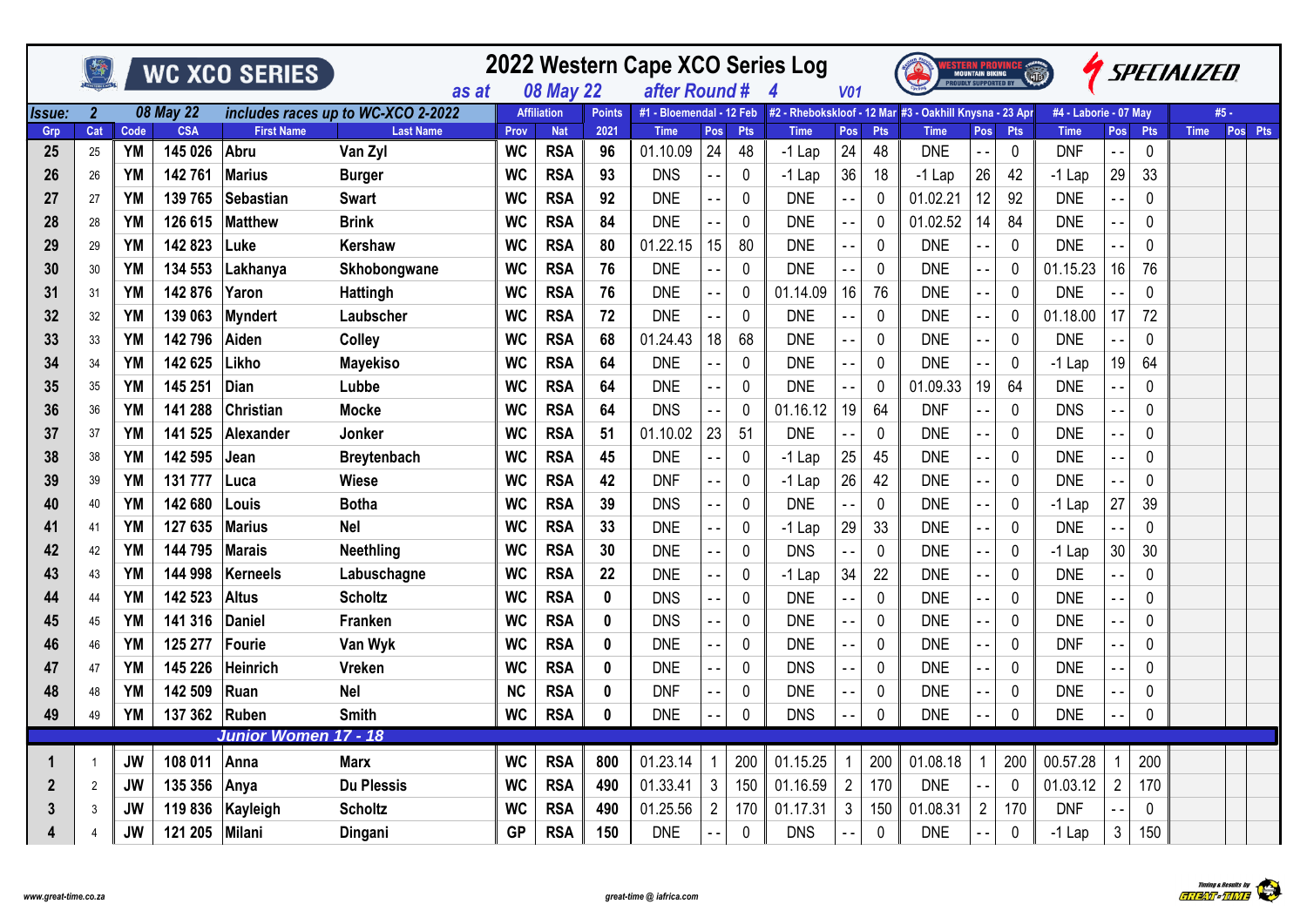# 2022 Western Cape XCO Series Log

WC XCO SERIES — as at 08 May 22 — after Round # 4 — V01

Issue: 2 — 08 May 22 — includes races up to WC-XCO 2-2022

| Grp | Cat | Code | CSA | First Name | Last Name | Affiliation Prov | Affiliation Nat | Points 2021 | #1 - Bloemendal - 12 Feb Time | Pos | Pts | #2 - Rhebokskloof - 12 Mar Time | Pos | Pts | #3 - Oakhill Knysna - 23 Apr Time | Pos | Pts | #4 - Laborie - 07 May Time | Pos | Pts | #5 - Time | Pos | Pts |
|---|---|---|---|---|---|---|---|---|---|---|---|---|---|---|---|---|---|---|---|---|---|---|---|
| 25 | 25 | YM | 145 026 | Abru | Van Zyl | WC | RSA | 96 | 01.10.09 | 24 | 48 | -1 Lap | 24 | 48 | DNE | - - | 0 | DNF | - - | 0 | | | |
| 26 | 26 | YM | 142 761 | Marius | Burger | WC | RSA | 93 | DNS | - - | 0 | -1 Lap | 36 | 18 | -1 Lap | 26 | 42 | -1 Lap | 29 | 33 | | | |
| 27 | 27 | YM | 139 765 | Sebastian | Swart | WC | RSA | 92 | DNE | - - | 0 | DNE | - - | 0 | 01.02.21 | 12 | 92 | DNE | - - | 0 | | | |
| 28 | 28 | YM | 126 615 | Matthew | Brink | WC | RSA | 84 | DNE | - - | 0 | DNE | - - | 0 | 01.02.52 | 14 | 84 | DNE | - - | 0 | | | |
| 29 | 29 | YM | 142 823 | Luke | Kershaw | WC | RSA | 80 | 01.22.15 | 15 | 80 | DNE | - - | 0 | DNE | - - | 0 | DNE | - - | 0 | | | |
| 30 | 30 | YM | 134 553 | Lakhanya | Skhobongwane | WC | RSA | 76 | DNE | - - | 0 | DNE | - - | 0 | DNE | - - | 0 | 01.15.23 | 16 | 76 | | | |
| 31 | 31 | YM | 142 876 | Yaron | Hattingh | WC | RSA | 76 | DNE | - - | 0 | 01.14.09 | 16 | 76 | DNE | - - | 0 | DNE | - - | 0 | | | |
| 32 | 32 | YM | 139 063 | Myndert | Laubscher | WC | RSA | 72 | DNE | - - | 0 | DNE | - - | 0 | DNE | - - | 0 | 01.18.00 | 17 | 72 | | | |
| 33 | 33 | YM | 142 796 | Aiden | Colley | WC | RSA | 68 | 01.24.43 | 18 | 68 | DNE | - - | 0 | DNE | - - | 0 | DNE | - - | 0 | | | |
| 34 | 34 | YM | 142 625 | Likho | Mayekiso | WC | RSA | 64 | DNE | - - | 0 | DNE | - - | 0 | DNE | - - | 0 | -1 Lap | 19 | 64 | | | |
| 35 | 35 | YM | 145 251 | Dian | Lubbe | WC | RSA | 64 | DNE | - - | 0 | DNE | - - | 0 | 01.09.33 | 19 | 64 | DNE | - - | 0 | | | |
| 36 | 36 | YM | 141 288 | Christian | Mocke | WC | RSA | 64 | DNS | - - | 0 | 01.16.12 | 19 | 64 | DNF | - - | 0 | DNS | - - | 0 | | | |
| 37 | 37 | YM | 141 525 | Alexander | Jonker | WC | RSA | 51 | 01.10.02 | 23 | 51 | DNE | - - | 0 | DNE | - - | 0 | DNE | - - | 0 | | | |
| 38 | 38 | YM | 142 595 | Jean | Breytenbach | WC | RSA | 45 | DNE | - - | 0 | -1 Lap | 25 | 45 | DNE | - - | 0 | DNE | - - | 0 | | | |
| 39 | 39 | YM | 131 777 | Luca | Wiese | WC | RSA | 42 | DNF | - - | 0 | -1 Lap | 26 | 42 | DNE | - - | 0 | DNE | - - | 0 | | | |
| 40 | 40 | YM | 142 680 | Louis | Botha | WC | RSA | 39 | DNS | - - | 0 | DNE | - - | 0 | DNE | - - | 0 | -1 Lap | 27 | 39 | | | |
| 41 | 41 | YM | 127 635 | Marius | Nel | WC | RSA | 33 | DNE | - - | 0 | -1 Lap | 29 | 33 | DNE | - - | 0 | DNE | - - | 0 | | | |
| 42 | 42 | YM | 144 795 | Marais | Neethling | WC | RSA | 30 | DNE | - - | 0 | DNS | - - | 0 | DNE | - - | 0 | -1 Lap | 30 | 30 | | | |
| 43 | 43 | YM | 144 998 | Kerneels | Labuschagne | WC | RSA | 22 | DNE | - - | 0 | -1 Lap | 34 | 22 | DNE | - - | 0 | DNE | - - | 0 | | | |
| 44 | 44 | YM | 142 523 | Altus | Scholtz | WC | RSA | 0 | DNS | - - | 0 | DNE | - - | 0 | DNE | - - | 0 | DNE | - - | 0 | | | |
| 45 | 45 | YM | 141 316 | Daniel | Franken | WC | RSA | 0 | DNS | - - | 0 | DNE | - - | 0 | DNE | - - | 0 | DNE | - - | 0 | | | |
| 46 | 46 | YM | 125 277 | Fourie | Van Wyk | WC | RSA | 0 | DNE | - - | 0 | DNE | - - | 0 | DNE | - - | 0 | DNF | - - | 0 | | | |
| 47 | 47 | YM | 145 226 | Heinrich | Vreken | WC | RSA | 0 | DNE | - - | 0 | DNS | - - | 0 | DNE | - - | 0 | DNE | - - | 0 | | | |
| 48 | 48 | YM | 142 509 | Ruan | Nel | NC | RSA | 0 | DNF | - - | 0 | DNE | - - | 0 | DNE | - - | 0 | DNE | - - | 0 | | | |
| 49 | 49 | YM | 137 362 | Ruben | Smith | WC | RSA | 0 | DNE | - - | 0 | DNS | - - | 0 | DNE | - - | 0 | DNE | - - | 0 | | | |
| | | | | **Junior Women 17 - 18** | | | | | | | | | | | | | | | | | | | |
| 1 | 1 | JW | 108 011 | Anna | Marx | WC | RSA | 800 | 01.23.14 | 1 | 200 | 01.15.25 | 1 | 200 | 01.08.18 | 1 | 200 | 00.57.28 | 1 | 200 | | | |
| 2 | 2 | JW | 135 356 | Anya | Du Plessis | WC | RSA | 490 | 01.33.41 | 3 | 150 | 01.16.59 | 2 | 170 | DNE | - - | 0 | 01.03.12 | 2 | 170 | | | |
| 3 | 3 | JW | 119 836 | Kayleigh | Scholtz | WC | RSA | 490 | 01.25.56 | 2 | 170 | 01.17.31 | 3 | 150 | 01.08.31 | 2 | 170 | DNF | - - | 0 | | | |
| 4 | 4 | JW | 121 205 | Milani | Dingani | GP | RSA | 150 | DNE | - - | 0 | DNS | - - | 0 | DNE | - - | 0 | -1 Lap | 3 | 150 | | | |

www.great-time.co.za — great-time @ iafrica.com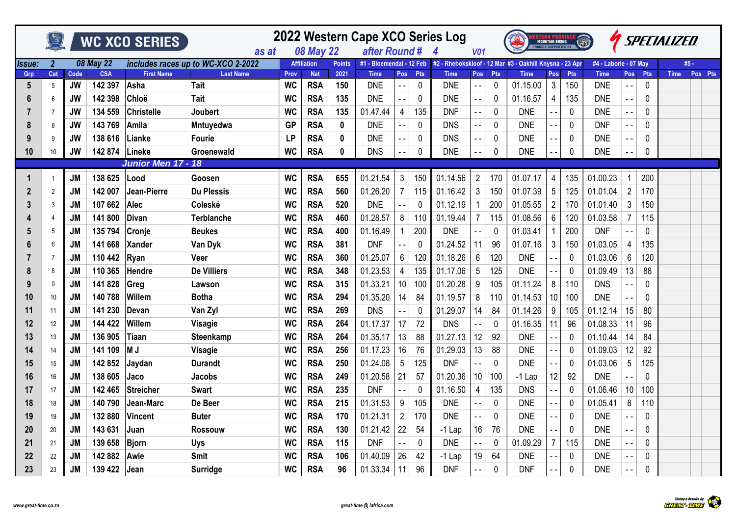# WC XCO SERIES

## 2022 Western Cape XCO Series Log

as at 08 May 22 after Round # 4 V01

| Issue: | 2 | 08 May 22 | includes races up to WC-XCO 2-2022 | | | Affiliation | | Points | #1 - Bloemendal - 12 Feb | | | #2 - Rhebokskloof - 12 Mar | | | #3 - Oakhill Knysna - 23 Apr | | | #4 - Laborie - 07 May | | | #5 - | | |
|---|---|---|---|---|---|---|---|---|---|---|---|---|---|---|---|---|---|---|---|---|---|---|---|
| Grp | Cat | Code | CSA | First Name | Last Name | Prov | Nat | 2021 | Time | Pos | Pts | Time | Pos | Pts | Time | Pos | Pts | Time | Pos | Pts | Time | Pos | Pts |
| 5 | 5 | JW | 142 397 | Asha | Tait | WC | RSA | 150 | DNE | - - | 0 | DNE | - - | 0 | 01.15.00 | 3 | 150 | DNE | - - | 0 | | | |
| 6 | 6 | JW | 142 398 | Chloë | Tait | WC | RSA | 135 | DNE | - - | 0 | DNE | - - | 0 | 01.16.57 | 4 | 135 | DNE | - - | 0 | | | |
| 7 | 7 | JW | 134 559 | Christelle | Joubert | WC | RSA | 135 | 01.47.44 | 4 | 135 | DNF | - - | 0 | DNE | - - | 0 | DNE | - - | 0 | | | |
| 8 | 8 | JW | 143 769 | Amila | Mntuyedwa | GP | RSA | 0 | DNE | - - | 0 | DNS | - - | 0 | DNE | - - | 0 | DNF | - - | 0 | | | |
| 9 | 9 | JW | 138 616 | Lianke | Fourie | LP | RSA | 0 | DNE | - - | 0 | DNS | - - | 0 | DNE | - - | 0 | DNE | - - | 0 | | | |
| 10 | 10 | JW | 142 874 | Lineke | Groenewald | WC | RSA | 0 | DNS | - - | 0 | DNE | - - | 0 | DNE | - - | 0 | DNE | - - | 0 | | | |
| **Junior Men 17 - 18** | | | | | | | | | | | | | | | | | | | | | | | |
| 1 | 1 | JM | 138 625 | Lood | Goosen | WC | RSA | 655 | 01.21.54 | 3 | 150 | 01.14.56 | 2 | 170 | 01.07.17 | 4 | 135 | 01.00.23 | 1 | 200 | | | |
| 2 | 2 | JM | 142 007 | Jean-Pierre | Du Plessis | WC | RSA | 560 | 01.26.20 | 7 | 115 | 01.16.42 | 3 | 150 | 01.07.39 | 5 | 125 | 01.01.04 | 2 | 170 | | | |
| 3 | 3 | JM | 107 662 | Alec | Coleské | WC | RSA | 520 | DNE | - - | 0 | 01.12.19 | 1 | 200 | 01.05.55 | 2 | 170 | 01.01.40 | 3 | 150 | | | |
| 4 | 4 | JM | 141 800 | Divan | Terblanche | WC | RSA | 460 | 01.28.57 | 8 | 110 | 01.19.44 | 7 | 115 | 01.08.56 | 6 | 120 | 01.03.58 | 7 | 115 | | | |
| 5 | 5 | JM | 135 794 | Cronje | Beukes | WC | RSA | 400 | 01.16.49 | 1 | 200 | DNE | - - | 0 | 01.03.41 | 1 | 200 | DNF | - - | 0 | | | |
| 6 | 6 | JM | 141 668 | Xander | Van Dyk | WC | RSA | 381 | DNF | - - | 0 | 01.24.52 | 11 | 96 | 01.07.16 | 3 | 150 | 01.03.05 | 4 | 135 | | | |
| 7 | 7 | JM | 110 442 | Ryan | Veer | WC | RSA | 360 | 01.25.07 | 6 | 120 | 01.18.26 | 6 | 120 | DNE | - - | 0 | 01.03.06 | 6 | 120 | | | |
| 8 | 8 | JM | 110 365 | Hendre | De Villiers | WC | RSA | 348 | 01.23.53 | 4 | 135 | 01.17.06 | 5 | 125 | DNE | - - | 0 | 01.09.49 | 13 | 88 | | | |
| 9 | 9 | JM | 141 828 | Greg | Lawson | WC | RSA | 315 | 01.33.21 | 10 | 100 | 01.20.28 | 9 | 105 | 01.11.24 | 8 | 110 | DNS | - - | 0 | | | |
| 10 | 10 | JM | 140 788 | Willem | Botha | WC | RSA | 294 | 01.35.20 | 14 | 84 | 01.19.57 | 8 | 110 | 01.14.53 | 10 | 100 | DNE | - - | 0 | | | |
| 11 | 11 | JM | 141 230 | Devan | Van Zyl | WC | RSA | 269 | DNS | - - | 0 | 01.29.07 | 14 | 84 | 01.14.26 | 9 | 105 | 01.12.14 | 15 | 80 | | | |
| 12 | 12 | JM | 144 422 | Willem | Visagie | WC | RSA | 264 | 01.17.37 | 17 | 72 | DNS | - - | 0 | 01.16.35 | 11 | 96 | 01.08.33 | 11 | 96 | | | |
| 13 | 13 | JM | 136 905 | Tiaan | Steenkamp | WC | RSA | 264 | 01.35.17 | 13 | 88 | 01.27.13 | 12 | 92 | DNE | - - | 0 | 01.10.44 | 14 | 84 | | | |
| 14 | 14 | JM | 141 109 | M J | Visagie | WC | RSA | 256 | 01.17.23 | 16 | 76 | 01.29.03 | 13 | 88 | DNE | - - | 0 | 01.09.03 | 12 | 92 | | | |
| 15 | 15 | JM | 142 852 | Jaydan | Durandt | WC | RSA | 250 | 01.24.08 | 5 | 125 | DNF | - - | 0 | DNE | - - | 0 | 01.03.06 | 5 | 125 | | | |
| 16 | 16 | JM | 138 605 | Jaco | Jacobs | WC | RSA | 249 | 01.20.58 | 21 | 57 | 01.20.36 | 10 | 100 | -1 Lap | 12 | 92 | DNE | - - | 0 | | | |
| 17 | 17 | JM | 142 465 | Streicher | Swart | WC | RSA | 235 | DNF | - - | 0 | 01.16.50 | 4 | 135 | DNS | - - | 0 | 01.06.46 | 10 | 100 | | | |
| 18 | 18 | JM | 140 790 | Jean-Marc | De Beer | WC | RSA | 215 | 01.31.53 | 9 | 105 | DNE | - - | 0 | DNE | - - | 0 | 01.05.41 | 8 | 110 | | | |
| 19 | 19 | JM | 132 880 | Vincent | Buter | WC | RSA | 170 | 01.21.31 | 2 | 170 | DNE | - - | 0 | DNE | - - | 0 | DNE | - - | 0 | | | |
| 20 | 20 | JM | 143 631 | Juan | Rossouw | WC | RSA | 130 | 01.21.42 | 22 | 54 | -1 Lap | 16 | 76 | DNE | - - | 0 | DNE | - - | 0 | | | |
| 21 | 21 | JM | 139 658 | Bjorn | Uys | WC | RSA | 115 | DNF | - - | 0 | DNE | - - | 0 | 01.09.29 | 7 | 115 | DNE | - - | 0 | | | |
| 22 | 22 | JM | 142 882 | Awie | Smit | WC | RSA | 106 | 01.40.09 | 26 | 42 | -1 Lap | 19 | 64 | DNE | - - | 0 | DNE | - - | 0 | | | |
| 23 | 23 | JM | 139 422 | Jean | Surridge | WC | RSA | 96 | 01.33.34 | 11 | 96 | DNF | - - | 0 | DNF | - - | 0 | DNE | - - | 0 | | | |

www.great-time.co.za

great-time @ iafrica.com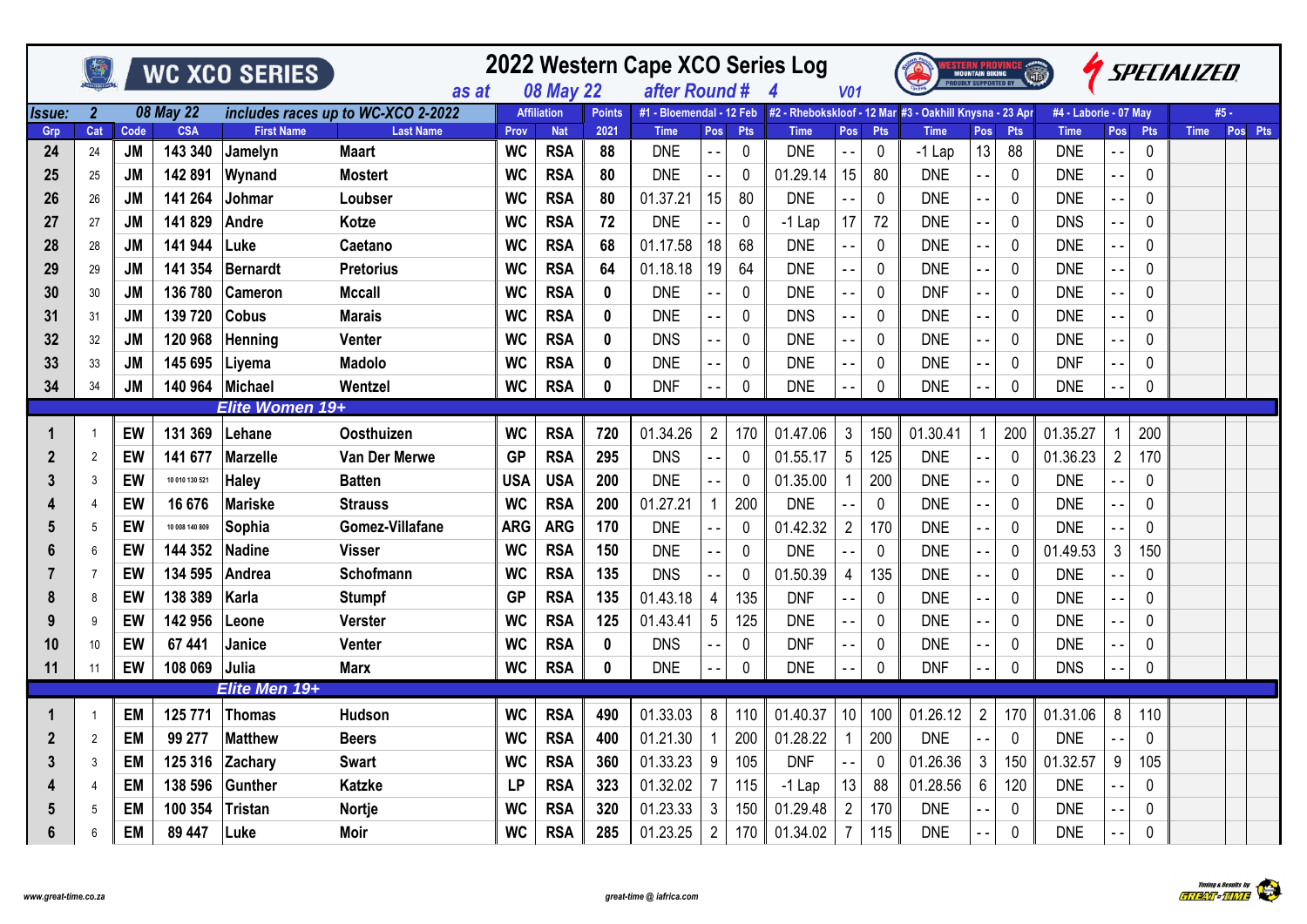# 2022 Western Cape XCO Series Log

WC XCO SERIES

as at 08 May 22 after Round # 4 V01

| Issue: 2 | 08 May 22 | includes races up to WC-XCO 2-2022 | | | | Affiliation | | Points | #1 - Bloemendal - 12 Feb | | | #2 - Rhebokskloof - 12 Mar | | | #3 - Oakhill Knysna - 23 Apr | | | #4 - Laborie - 07 May | | | #5 - | | |
|---|---|---|---|---|---|---|---|---|---|---|---|---|---|---|---|---|---|---|---|---|---|---|---|
| Grp | Cat | Code | CSA | First Name | Last Name | Prov | Nat | 2021 | Time | Pos | Pts | Time | Pos | Pts | Time | Pos | Pts | Time | Pos | Pts | Time | Pos | Pts |
| 24 | 24 | JM | 143 340 | Jamelyn | Maart | WC | RSA | 88 | DNE | - - | 0 | DNE | - - | 0 | -1 Lap | 13 | 88 | DNE | - - | 0 | | | |
| 25 | 25 | JM | 142 891 | Wynand | Mostert | WC | RSA | 80 | DNE | - - | 0 | 01.29.14 | 15 | 80 | DNE | - - | 0 | DNE | - - | 0 | | | |
| 26 | 26 | JM | 141 264 | Johmar | Loubser | WC | RSA | 80 | 01.37.21 | 15 | 80 | DNE | - - | 0 | DNE | - - | 0 | DNE | - - | 0 | | | |
| 27 | 27 | JM | 141 829 | Andre | Kotze | WC | RSA | 72 | DNE | - - | 0 | -1 Lap | 17 | 72 | DNE | - - | 0 | DNS | - - | 0 | | | |
| 28 | 28 | JM | 141 944 | Luke | Caetano | WC | RSA | 68 | 01.17.58 | 18 | 68 | DNE | - - | 0 | DNE | - - | 0 | DNE | - - | 0 | | | |
| 29 | 29 | JM | 141 354 | Bernardt | Pretorius | WC | RSA | 64 | 01.18.18 | 19 | 64 | DNE | - - | 0 | DNE | - - | 0 | DNE | - - | 0 | | | |
| 30 | 30 | JM | 136 780 | Cameron | Mccall | WC | RSA | 0 | DNE | - - | 0 | DNE | - - | 0 | DNF | - - | 0 | DNE | - - | 0 | | | |
| 31 | 31 | JM | 139 720 | Cobus | Marais | WC | RSA | 0 | DNE | - - | 0 | DNS | - - | 0 | DNE | - - | 0 | DNE | - - | 0 | | | |
| 32 | 32 | JM | 120 968 | Henning | Venter | WC | RSA | 0 | DNS | - - | 0 | DNE | - - | 0 | DNE | - - | 0 | DNE | - - | 0 | | | |
| 33 | 33 | JM | 145 695 | Liyema | Madolo | WC | RSA | 0 | DNE | - - | 0 | DNE | - - | 0 | DNE | - - | 0 | DNF | - - | 0 | | | |
| 34 | 34 | JM | 140 964 | Michael | Wentzel | WC | RSA | 0 | DNF | - - | 0 | DNE | - - | 0 | DNE | - - | 0 | DNE | - - | 0 | | | |
| | | | | **Elite Women 19+** | | | | | | | | | | | | | | | | | | | |
| 1 | 1 | EW | 131 369 | Lehane | Oosthuizen | WC | RSA | 720 | 01.34.26 | 2 | 170 | 01.47.06 | 3 | 150 | 01.30.41 | 1 | 200 | 01.35.27 | 1 | 200 | | | |
| 2 | 2 | EW | 141 677 | Marzelle | Van Der Merwe | GP | RSA | 295 | DNS | - - | 0 | 01.55.17 | 5 | 125 | DNE | - - | 0 | 01.36.23 | 2 | 170 | | | |
| 3 | 3 | EW | 10 010 130 521 | Haley | Batten | USA | USA | 200 | DNE | - - | 0 | 01.35.00 | 1 | 200 | DNE | - - | 0 | DNE | - - | 0 | | | |
| 4 | 4 | EW | 16 676 | Mariske | Strauss | WC | RSA | 200 | 01.27.21 | 1 | 200 | DNE | - - | 0 | DNE | - - | 0 | DNE | - - | 0 | | | |
| 5 | 5 | EW | 10 008 140 809 | Sophia | Gomez-Villafane | ARG | ARG | 170 | DNE | - - | 0 | 01.42.32 | 2 | 170 | DNE | - - | 0 | DNE | - - | 0 | | | |
| 6 | 6 | EW | 144 352 | Nadine | Visser | WC | RSA | 150 | DNE | - - | 0 | DNE | - - | 0 | DNE | - - | 0 | 01.49.53 | 3 | 150 | | | |
| 7 | 7 | EW | 134 595 | Andrea | Schofmann | WC | RSA | 135 | DNS | - - | 0 | 01.50.39 | 4 | 135 | DNE | - - | 0 | DNE | - - | 0 | | | |
| 8 | 8 | EW | 138 389 | Karla | Stumpf | GP | RSA | 135 | 01.43.18 | 4 | 135 | DNF | - - | 0 | DNE | - - | 0 | DNE | - - | 0 | | | |
| 9 | 9 | EW | 142 956 | Leone | Verster | WC | RSA | 125 | 01.43.41 | 5 | 125 | DNE | - - | 0 | DNE | - - | 0 | DNE | - - | 0 | | | |
| 10 | 10 | EW | 67 441 | Janice | Venter | WC | RSA | 0 | DNS | - - | 0 | DNF | - - | 0 | DNE | - - | 0 | DNE | - - | 0 | | | |
| 11 | 11 | EW | 108 069 | Julia | Marx | WC | RSA | 0 | DNE | - - | 0 | DNE | - - | 0 | DNF | - - | 0 | DNS | - - | 0 | | | |
| | | | | **Elite Men 19+** | | | | | | | | | | | | | | | | | | | |
| 1 | 1 | EM | 125 771 | Thomas | Hudson | WC | RSA | 490 | 01.33.03 | 8 | 110 | 01.40.37 | 10 | 100 | 01.26.12 | 2 | 170 | 01.31.06 | 8 | 110 | | | |
| 2 | 2 | EM | 99 277 | Matthew | Beers | WC | RSA | 400 | 01.21.30 | 1 | 200 | 01.28.22 | 1 | 200 | DNE | - - | 0 | DNE | - - | 0 | | | |
| 3 | 3 | EM | 125 316 | Zachary | Swart | WC | RSA | 360 | 01.33.23 | 9 | 105 | DNF | - - | 0 | 01.26.36 | 3 | 150 | 01.32.57 | 9 | 105 | | | |
| 4 | 4 | EM | 138 596 | Gunther | Katzke | LP | RSA | 323 | 01.32.02 | 7 | 115 | -1 Lap | 13 | 88 | 01.28.56 | 6 | 120 | DNE | - - | 0 | | | |
| 5 | 5 | EM | 100 354 | Tristan | Nortje | WC | RSA | 320 | 01.23.33 | 3 | 150 | 01.29.48 | 2 | 170 | DNE | - - | 0 | DNE | - - | 0 | | | |
| 6 | 6 | EM | 89 447 | Luke | Moir | WC | RSA | 285 | 01.23.25 | 2 | 170 | 01.34.02 | 7 | 115 | DNE | - - | 0 | DNE | - - | 0 | | | |

www.great-time.co.za

great-time @ iafrica.com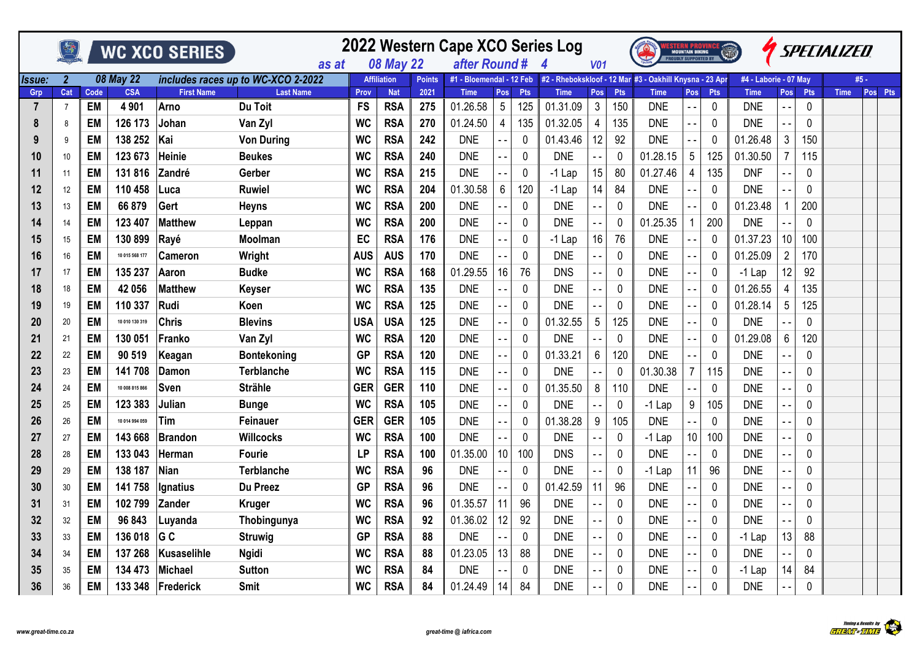# 2022 Western Cape XCO Series Log

WC XCO SERIES

as at 08 May 22 after Round # 4 V01

WESTERN PROVINCE MOUNTAIN BIKING PROUDLY SUPPORTED BY SPECIALIZED

| Issue: | 2 | 08 May 22 | includes races up to WC-XCO 2-2022 | | | Affiliation | | Points | #1 - Bloemendal - 12 Feb | | | #2 - Rhebokskloof - 12 Mar | | | #3 - Oakhill Knysna - 23 Apr | | | #4 - Laborie - 07 May | | | #5 - | | |
|---|---|---|---|---|---|---|---|---|---|---|---|---|---|---|---|---|---|---|---|---|---|---|---|
| Grp | Cat | Code | CSA | First Name | Last Name | Prov | Nat | 2021 | Time | Pos | Pts | Time | Pos | Pts | Time | Pos | Pts | Time | Pos | Pts | Time | Pos | Pts |
| 7 | 7 | EM | 4 901 | Arno | Du Toit | FS | RSA | 275 | 01.26.58 | 5 | 125 | 01.31.09 | 3 | 150 | DNE | - - | 0 | DNE | - - | 0 | | | |
| 8 | 8 | EM | 126 173 | Johan | Van Zyl | WC | RSA | 270 | 01.24.50 | 4 | 135 | 01.32.05 | 4 | 135 | DNE | - - | 0 | DNE | - - | 0 | | | |
| 9 | 9 | EM | 138 252 | Kai | Von During | WC | RSA | 242 | DNE | - - | 0 | 01.43.46 | 12 | 92 | DNE | - - | 0 | 01.26.48 | 3 | 150 | | | |
| 10 | 10 | EM | 123 673 | Heinie | Beukes | WC | RSA | 240 | DNE | - - | 0 | DNE | - - | 0 | 01.28.15 | 5 | 125 | 01.30.50 | 7 | 115 | | | |
| 11 | 11 | EM | 131 816 | Zandré | Gerber | WC | RSA | 215 | DNE | - - | 0 | -1 Lap | 15 | 80 | 01.27.46 | 4 | 135 | DNF | - - | 0 | | | |
| 12 | 12 | EM | 110 458 | Luca | Ruwiel | WC | RSA | 204 | 01.30.58 | 6 | 120 | -1 Lap | 14 | 84 | DNE | - - | 0 | DNE | - - | 0 | | | |
| 13 | 13 | EM | 66 879 | Gert | Heyns | WC | RSA | 200 | DNE | - - | 0 | DNE | - - | 0 | DNE | - - | 0 | 01.23.48 | 1 | 200 | | | |
| 14 | 14 | EM | 123 407 | Matthew | Leppan | WC | RSA | 200 | DNE | - - | 0 | DNE | - - | 0 | 01.25.35 | 1 | 200 | DNE | - - | 0 | | | |
| 15 | 15 | EM | 130 899 | Rayé | Moolman | EC | RSA | 176 | DNE | - - | 0 | -1 Lap | 16 | 76 | DNE | - - | 0 | 01.37.23 | 10 | 100 | | | |
| 16 | 16 | EM | 10 015 568 177 | Cameron | Wright | AUS | AUS | 170 | DNE | - - | 0 | DNE | - - | 0 | DNE | - - | 0 | 01.25.09 | 2 | 170 | | | |
| 17 | 17 | EM | 135 237 | Aaron | Budke | WC | RSA | 168 | 01.29.55 | 16 | 76 | DNS | - - | 0 | DNE | - - | 0 | -1 Lap | 12 | 92 | | | |
| 18 | 18 | EM | 42 056 | Matthew | Keyser | WC | RSA | 135 | DNE | - - | 0 | DNE | - - | 0 | DNE | - - | 0 | 01.26.55 | 4 | 135 | | | |
| 19 | 19 | EM | 110 337 | Rudi | Koen | WC | RSA | 125 | DNE | - - | 0 | DNE | - - | 0 | DNE | - - | 0 | 01.28.14 | 5 | 125 | | | |
| 20 | 20 | EM | 10 010 130 319 | Chris | Blevins | USA | USA | 125 | DNE | - - | 0 | 01.32.55 | 5 | 125 | DNE | - - | 0 | DNE | - - | 0 | | | |
| 21 | 21 | EM | 130 051 | Franko | Van Zyl | WC | RSA | 120 | DNE | - - | 0 | DNE | - - | 0 | DNE | - - | 0 | 01.29.08 | 6 | 120 | | | |
| 22 | 22 | EM | 90 519 | Keagan | Bontekoning | GP | RSA | 120 | DNE | - - | 0 | 01.33.21 | 6 | 120 | DNE | - - | 0 | DNE | - - | 0 | | | |
| 23 | 23 | EM | 141 708 | Damon | Terblanche | WC | RSA | 115 | DNE | - - | 0 | DNE | - - | 0 | 01.30.38 | 7 | 115 | DNE | - - | 0 | | | |
| 24 | 24 | EM | 10 008 815 866 | Sven | Strähle | GER | GER | 110 | DNE | - - | 0 | 01.35.50 | 8 | 110 | DNE | - - | 0 | DNE | - - | 0 | | | |
| 25 | 25 | EM | 123 383 | Julian | Bunge | WC | RSA | 105 | DNE | - - | 0 | DNE | - - | 0 | -1 Lap | 9 | 105 | DNE | - - | 0 | | | |
| 26 | 26 | EM | 10 014 994 059 | Tim | Feinauer | GER | GER | 105 | DNE | - - | 0 | 01.38.28 | 9 | 105 | DNE | - - | 0 | DNE | - - | 0 | | | |
| 27 | 27 | EM | 143 668 | Brandon | Willcocks | WC | RSA | 100 | DNE | - - | 0 | DNE | - - | 0 | -1 Lap | 10 | 100 | DNE | - - | 0 | | | |
| 28 | 28 | EM | 133 043 | Herman | Fourie | LP | RSA | 100 | 01.35.00 | 10 | 100 | DNS | - - | 0 | DNE | - - | 0 | DNE | - - | 0 | | | |
| 29 | 29 | EM | 138 187 | Nian | Terblanche | WC | RSA | 96 | DNE | - - | 0 | DNE | - - | 0 | -1 Lap | 11 | 96 | DNE | - - | 0 | | | |
| 30 | 30 | EM | 141 758 | Ignatius | Du Preez | GP | RSA | 96 | DNE | - - | 0 | 01.42.59 | 11 | 96 | DNE | - - | 0 | DNE | - - | 0 | | | |
| 31 | 31 | EM | 102 799 | Zander | Kruger | WC | RSA | 96 | 01.35.57 | 11 | 96 | DNE | - - | 0 | DNE | - - | 0 | DNE | - - | 0 | | | |
| 32 | 32 | EM | 96 843 | Luyanda | Thobingunya | WC | RSA | 92 | 01.36.02 | 12 | 92 | DNE | - - | 0 | DNE | - - | 0 | DNE | - - | 0 | | | |
| 33 | 33 | EM | 136 018 | G C | Struwig | GP | RSA | 88 | DNE | - - | 0 | DNE | - - | 0 | DNE | - - | 0 | -1 Lap | 13 | 88 | | | |
| 34 | 34 | EM | 137 268 | Kusaselihle | Ngidi | WC | RSA | 88 | 01.23.05 | 13 | 88 | DNE | - - | 0 | DNE | - - | 0 | DNE | - - | 0 | | | |
| 35 | 35 | EM | 134 473 | Michael | Sutton | WC | RSA | 84 | DNE | - - | 0 | DNE | - - | 0 | DNE | - - | 0 | -1 Lap | 14 | 84 | | | |
| 36 | 36 | EM | 133 348 | Frederick | Smit | WC | RSA | 84 | 01.24.49 | 14 | 84 | DNE | - - | 0 | DNE | - - | 0 | DNE | - - | 0 | | | |

www.great-time.co.za great-time @ iafrica.com Timing & Results by GREAT-TIME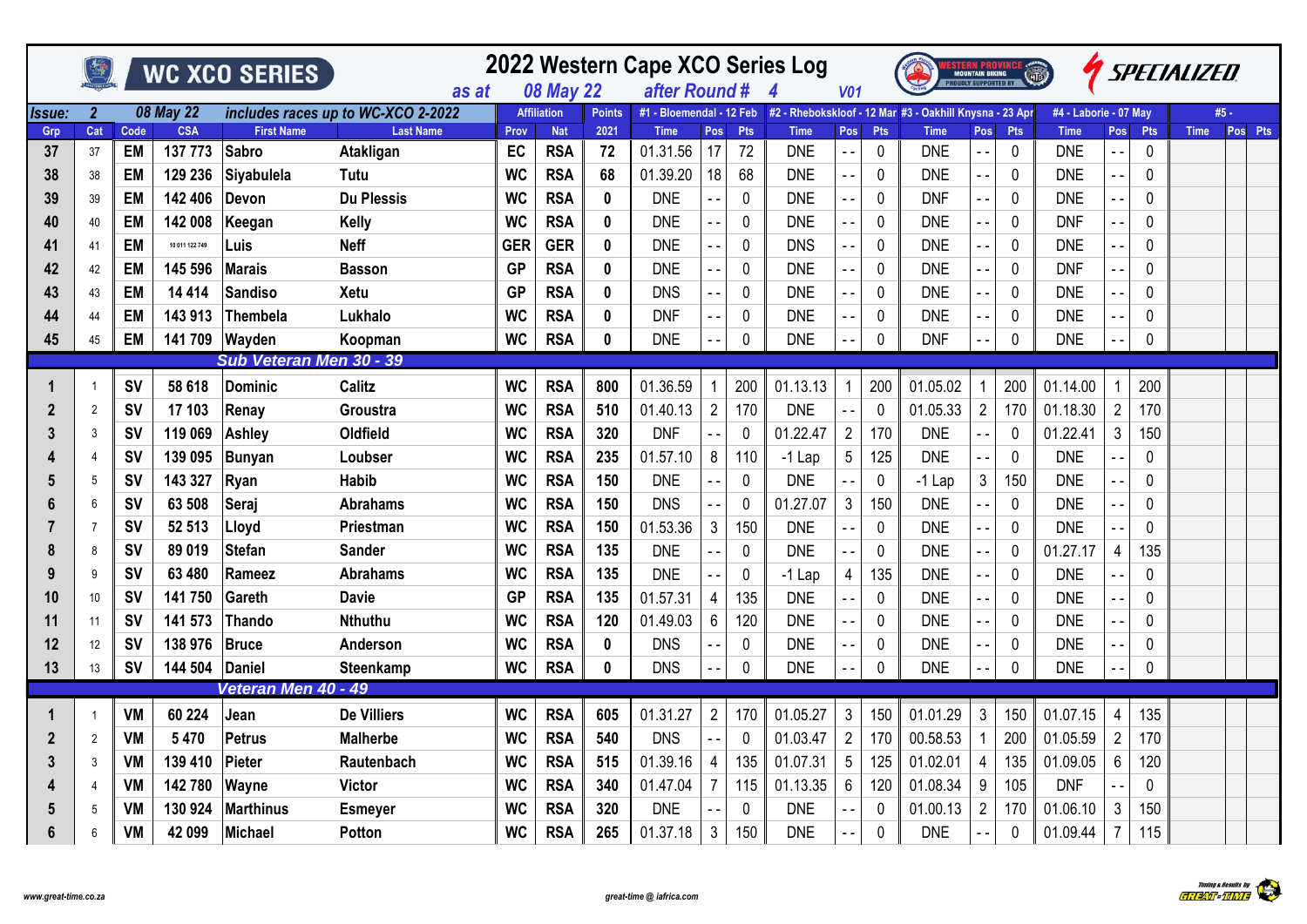# 2022 Western Cape XCO Series Log

**WC XCO SERIES** — as at 08 May 22 — after Round # 4 — V01

| Issue: 2 | | 08 May 22 | includes races up to WC-XCO 2-2022 | | Affiliation | | Points | #1 - Bloemendal - 12 Feb | | | #2 - Rhebokskloof - 12 Mar | | | #3 - Oakhill Knysna - 23 Apr | | | #4 - Laborie - 07 May | | | #5 - | | |
|---|---|---|---|---|---|---|---|---|---|---|---|---|---|---|---|---|---|---|---|---|---|---|
| Grp | Cat | Code | CSA | First Name | Last Name | Prov | Nat | 2021 | Time | Pos | Pts | Time | Pos | Pts | Time | Pos | Pts | Time | Pos | Pts | Time | Pos | Pts |
| 37 | 37 | EM | 137 773 | Sabro | Atakligan | EC | RSA | 72 | 01.31.56 | 17 | 72 | DNE | - - | 0 | DNE | - - | 0 | DNE | - - | 0 | | | |
| 38 | 38 | EM | 129 236 | Siyabulela | Tutu | WC | RSA | 68 | 01.39.20 | 18 | 68 | DNE | - - | 0 | DNE | - - | 0 | DNE | - - | 0 | | | |
| 39 | 39 | EM | 142 406 | Devon | Du Plessis | WC | RSA | 0 | DNE | - - | 0 | DNE | - - | 0 | DNF | - - | 0 | DNE | - - | 0 | | | |
| 40 | 40 | EM | 142 008 | Keegan | Kelly | WC | RSA | 0 | DNE | - - | 0 | DNE | - - | 0 | DNE | - - | 0 | DNF | - - | 0 | | | |
| 41 | 41 | EM | 10 011 122 749 | Luis | Neff | GER | GER | 0 | DNE | - - | 0 | DNS | - - | 0 | DNE | - - | 0 | DNE | - - | 0 | | | |
| 42 | 42 | EM | 145 596 | Marais | Basson | GP | RSA | 0 | DNE | - - | 0 | DNE | - - | 0 | DNE | - - | 0 | DNF | - - | 0 | | | |
| 43 | 43 | EM | 14 414 | Sandiso | Xetu | GP | RSA | 0 | DNS | - - | 0 | DNE | - - | 0 | DNE | - - | 0 | DNE | - - | 0 | | | |
| 44 | 44 | EM | 143 913 | Thembela | Lukhalo | WC | RSA | 0 | DNF | - - | 0 | DNE | - - | 0 | DNE | - - | 0 | DNE | - - | 0 | | | |
| 45 | 45 | EM | 141 709 | Wayden | Koopman | WC | RSA | 0 | DNE | - - | 0 | DNE | - - | 0 | DNF | - - | 0 | DNE | - - | 0 | | | |
| | | | | **Sub Veteran Men 30 - 39** | | | | | | | | | | | | | | | | | | | |
| 1 | 1 | SV | 58 618 | Dominic | Calitz | WC | RSA | 800 | 01.36.59 | 1 | 200 | 01.13.13 | 1 | 200 | 01.05.02 | 1 | 200 | 01.14.00 | 1 | 200 | | | |
| 2 | 2 | SV | 17 103 | Renay | Groustra | WC | RSA | 510 | 01.40.13 | 2 | 170 | DNE | - - | 0 | 01.05.33 | 2 | 170 | 01.18.30 | 2 | 170 | | | |
| 3 | 3 | SV | 119 069 | Ashley | Oldfield | WC | RSA | 320 | DNF | - - | 0 | 01.22.47 | 2 | 170 | DNE | - - | 0 | 01.22.41 | 3 | 150 | | | |
| 4 | 4 | SV | 139 095 | Bunyan | Louber | WC | RSA | 235 | 01.57.10 | 8 | 110 | -1 Lap | 5 | 125 | DNE | - - | 0 | DNE | - - | 0 | | | |
| 5 | 5 | SV | 143 327 | Ryan | Habib | WC | RSA | 150 | DNE | - - | 0 | DNE | - - | 0 | -1 Lap | 3 | 150 | DNE | - - | 0 | | | |
| 6 | 6 | SV | 63 508 | Seraj | Abrahams | WC | RSA | 150 | DNS | - - | 0 | 01.27.07 | 3 | 150 | DNE | - - | 0 | DNE | - - | 0 | | | |
| 7 | 7 | SV | 52 513 | Lloyd | Priestman | WC | RSA | 150 | 01.53.36 | 3 | 150 | DNE | - - | 0 | DNE | - - | 0 | DNE | - - | 0 | | | |
| 8 | 8 | SV | 89 019 | Stefan | Sander | WC | RSA | 135 | DNE | - - | 0 | DNE | - - | 0 | DNE | - - | 0 | 01.27.17 | 4 | 135 | | | |
| 9 | 9 | SV | 63 480 | Rameez | Abrahams | WC | RSA | 135 | DNE | - - | 0 | -1 Lap | 4 | 135 | DNE | - - | 0 | DNE | - - | 0 | | | |
| 10 | 10 | SV | 141 750 | Gareth | Davie | GP | RSA | 135 | 01.57.31 | 4 | 135 | DNE | - - | 0 | DNE | - - | 0 | DNE | - - | 0 | | | |
| 11 | 11 | SV | 141 573 | Thando | Nthuthu | WC | RSA | 120 | 01.49.03 | 6 | 120 | DNE | - - | 0 | DNE | - - | 0 | DNE | - - | 0 | | | |
| 12 | 12 | SV | 138 976 | Bruce | Anderson | WC | RSA | 0 | DNS | - - | 0 | DNE | - - | 0 | DNE | - - | 0 | DNE | - - | 0 | | | |
| 13 | 13 | SV | 144 504 | Daniel | Steenkamp | WC | RSA | 0 | DNS | - - | 0 | DNE | - - | 0 | DNE | - - | 0 | DNE | - - | 0 | | | |
| | | | | **Veteran Men 40 - 49** | | | | | | | | | | | | | | | | | | | |
| 1 | 1 | VM | 60 224 | Jean | De Villiers | WC | RSA | 605 | 01.31.27 | 2 | 170 | 01.05.27 | 3 | 150 | 01.01.29 | 3 | 150 | 01.07.15 | 4 | 135 | | | |
| 2 | 2 | VM | 5 470 | Petrus | Malherbe | WC | RSA | 540 | DNS | - - | 0 | 01.03.47 | 2 | 170 | 00.58.53 | 1 | 200 | 01.05.59 | 2 | 170 | | | |
| 3 | 3 | VM | 139 410 | Pieter | Rautenbach | WC | RSA | 515 | 01.39.16 | 4 | 135 | 01.07.31 | 5 | 125 | 01.02.01 | 4 | 135 | 01.09.05 | 6 | 120 | | | |
| 4 | 4 | VM | 142 780 | Wayne | Victor | WC | RSA | 340 | 01.47.04 | 7 | 115 | 01.13.35 | 6 | 120 | 01.08.34 | 9 | 105 | DNF | - - | 0 | | | |
| 5 | 5 | VM | 130 924 | Marthinus | Esmeyer | WC | RSA | 320 | DNE | - - | 0 | DNE | - - | 0 | 01.00.13 | 2 | 170 | 01.06.10 | 3 | 150 | | | |
| 6 | 6 | VM | 42 099 | Michael | Potton | WC | RSA | 265 | 01.37.18 | 3 | 150 | DNE | - - | 0 | DNE | - - | 0 | 01.09.44 | 7 | 115 | | | |

www.great-time.co.za — great-time @ iafrica.com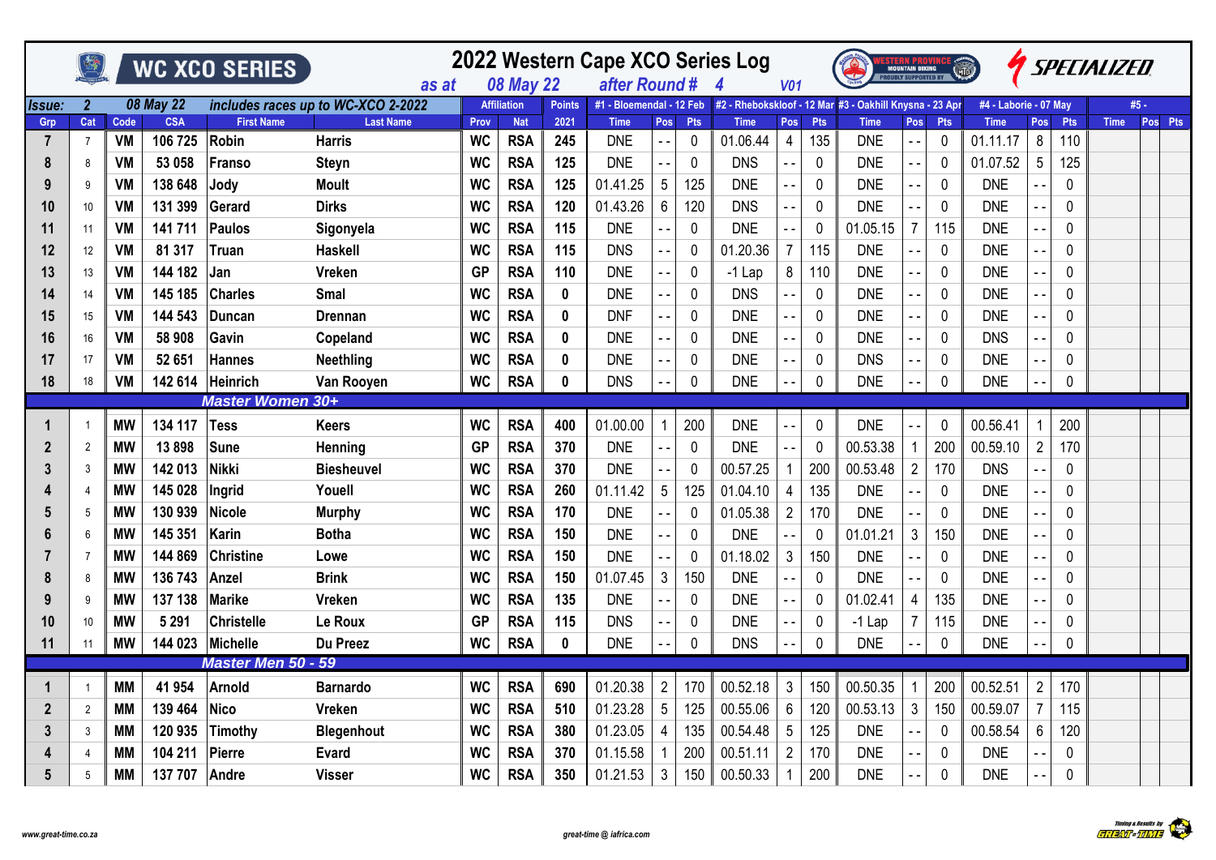# 2022 Western Cape XCO Series Log

WC XCO SERIES — as at 08 May 22 after Round # 4 V01

Issue: 2 — 08 May 22 — includes races up to WC-XCO 2-2022

| Grp | Cat | Code | CSA | First Name | Last Name | Prov | Nat | Points 2021 | #1 - Bloemendal - 12 Feb Time | Pos | Pts | #2 - Rhebokskloof - 12 Mar Time | Pos | Pts | #3 - Oakhill Knysna - 23 Apr Time | Pos | Pts | #4 - Laborie - 07 May Time | Pos | Pts | #5 - Time | Pos | Pts |
|---|---|---|---|---|---|---|---|---|---|---|---|---|---|---|---|---|---|---|---|---|---|---|---|
| 7 | 7 | VM | 106 725 | Robin | Harris | WC | RSA | 245 | DNE | - - | 0 | 01.06.44 | 4 | 135 | DNE | - - | 0 | 01.11.17 | 8 | 110 | | | |
| 8 | 8 | VM | 53 058 | Franso | Steyn | WC | RSA | 125 | DNE | - - | 0 | DNS | - - | 0 | DNE | - - | 0 | 01.07.52 | 5 | 125 | | | |
| 9 | 9 | VM | 138 648 | Jody | Moult | WC | RSA | 125 | 01.41.25 | 5 | 125 | DNE | - - | 0 | DNE | - - | 0 | DNE | - - | 0 | | | |
| 10 | 10 | VM | 131 399 | Gerard | Dirks | WC | RSA | 120 | 01.43.26 | 6 | 120 | DNS | - - | 0 | DNE | - - | 0 | DNE | - - | 0 | | | |
| 11 | 11 | VM | 141 711 | Paulos | Sigonyela | WC | RSA | 115 | DNE | - - | 0 | DNE | - - | 0 | 01.05.15 | 7 | 115 | DNE | - - | 0 | | | |
| 12 | 12 | VM | 81 317 | Truan | Haskell | WC | RSA | 115 | DNS | - - | 0 | 01.20.36 | 7 | 115 | DNE | - - | 0 | DNE | - - | 0 | | | |
| 13 | 13 | VM | 144 182 | Jan | Vreken | GP | RSA | 110 | DNE | - - | 0 | -1 Lap | 8 | 110 | DNE | - - | 0 | DNE | - - | 0 | | | |
| 14 | 14 | VM | 145 185 | Charles | Smal | WC | RSA | 0 | DNE | - - | 0 | DNS | - - | 0 | DNE | - - | 0 | DNE | - - | 0 | | | |
| 15 | 15 | VM | 144 543 | Duncan | Drennan | WC | RSA | 0 | DNF | - - | 0 | DNE | - - | 0 | DNE | - - | 0 | DNE | - - | 0 | | | |
| 16 | 16 | VM | 58 908 | Gavin | Copeland | WC | RSA | 0 | DNE | - - | 0 | DNE | - - | 0 | DNE | - - | 0 | DNS | - - | 0 | | | |
| 17 | 17 | VM | 52 651 | Hannes | Neethling | WC | RSA | 0 | DNE | - - | 0 | DNE | - - | 0 | DNS | - - | 0 | DNE | - - | 0 | | | |
| 18 | 18 | VM | 142 614 | Heinrich | Van Rooyen | WC | RSA | 0 | DNS | - - | 0 | DNE | - - | 0 | DNE | - - | 0 | DNE | - - | 0 | | | |
| | | | | **Master Women 30+** | | | | | | | | | | | | | | | | | | | |
| 1 | 1 | MW | 134 117 | Tess | Keers | WC | RSA | 400 | 01.00.00 | 1 | 200 | DNE | - - | 0 | DNE | - - | 0 | 00.56.41 | 1 | 200 | | | |
| 2 | 2 | MW | 13 898 | Sune | Henning | GP | RSA | 370 | DNE | - - | 0 | DNE | - - | 0 | 00.53.38 | 1 | 200 | 00.59.10 | 2 | 170 | | | |
| 3 | 3 | MW | 142 013 | Nikki | Biesheuvel | WC | RSA | 370 | DNE | - - | 0 | 00.57.25 | 1 | 200 | 00.53.48 | 2 | 170 | DNS | - - | 0 | | | |
| 4 | 4 | MW | 145 028 | Ingrid | Youell | WC | RSA | 260 | 01.11.42 | 5 | 125 | 01.04.10 | 4 | 135 | DNE | - - | 0 | DNE | - - | 0 | | | |
| 5 | 5 | MW | 130 939 | Nicole | Murphy | WC | RSA | 170 | DNE | - - | 0 | 01.05.38 | 2 | 170 | DNE | - - | 0 | DNE | - - | 0 | | | |
| 6 | 6 | MW | 145 351 | Karin | Botha | WC | RSA | 150 | DNE | - - | 0 | DNE | - - | 0 | 01.01.21 | 3 | 150 | DNE | - - | 0 | | | |
| 7 | 7 | MW | 144 869 | Christine | Lowe | WC | RSA | 150 | DNE | - - | 0 | 01.18.02 | 3 | 150 | DNE | - - | 0 | DNE | - - | 0 | | | |
| 8 | 8 | MW | 136 743 | Anzel | Brink | WC | RSA | 150 | 01.07.45 | 3 | 150 | DNE | - - | 0 | DNE | - - | 0 | DNE | - - | 0 | | | |
| 9 | 9 | MW | 137 138 | Marike | Vreken | WC | RSA | 135 | DNE | - - | 0 | DNE | - - | 0 | 01.02.41 | 4 | 135 | DNE | - - | 0 | | | |
| 10 | 10 | MW | 5 291 | Christelle | Le Roux | GP | RSA | 115 | DNS | - - | 0 | DNE | - - | 0 | -1 Lap | 7 | 115 | DNE | - - | 0 | | | |
| 11 | 11 | MW | 144 023 | Michelle | Du Preez | WC | RSA | 0 | DNE | - - | 0 | DNS | - - | 0 | DNE | - - | 0 | DNE | - - | 0 | | | |
| | | | | **Master Men 50 - 59** | | | | | | | | | | | | | | | | | | | |
| 1 | 1 | MM | 41 954 | Arnold | Barnardo | WC | RSA | 690 | 01.20.38 | 2 | 170 | 00.52.18 | 3 | 150 | 00.50.35 | 1 | 200 | 00.52.51 | 2 | 170 | | | |
| 2 | 2 | MM | 139 464 | Nico | Vreken | WC | RSA | 510 | 01.23.28 | 5 | 125 | 00.55.06 | 6 | 120 | 00.53.13 | 3 | 150 | 00.59.07 | 7 | 115 | | | |
| 3 | 3 | MM | 120 935 | Timothy | Blegenhout | WC | RSA | 380 | 01.23.05 | 4 | 135 | 00.54.48 | 5 | 125 | DNE | - - | 0 | 00.58.54 | 6 | 120 | | | |
| 4 | 4 | MM | 104 211 | Pierre | Evard | WC | RSA | 370 | 01.15.58 | 1 | 200 | 00.51.11 | 2 | 170 | DNE | - - | 0 | DNE | - - | 0 | | | |
| 5 | 5 | MM | 137 707 | Andre | Visser | WC | RSA | 350 | 01.21.53 | 3 | 150 | 00.50.33 | 1 | 200 | DNE | - - | 0 | DNE | - - | 0 | | | |

www.great-time.co.za — great-time @ iafrica.com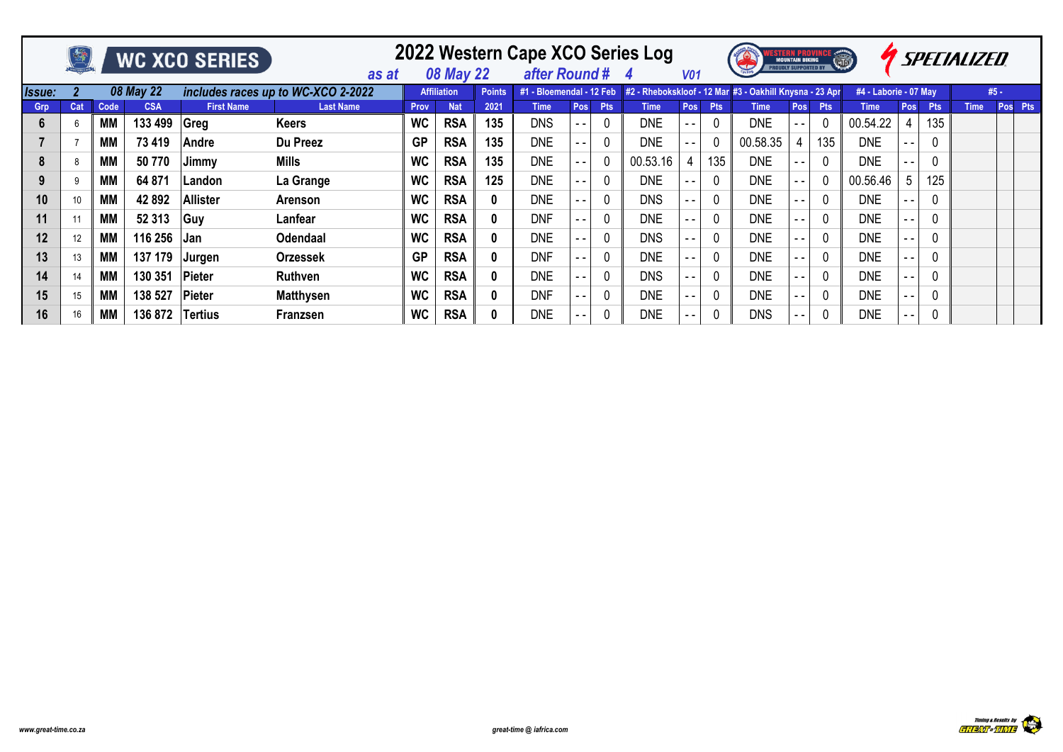# WC XCO SERIES

## 2022 Western Cape XCO Series Log

*as at* *08 May 22* *after Round #* *4* *V01*

| Issue: | 2 | 08 May 22 | includes races up to WC-XCO 2-2022 | | | Affiliation | | Points | #1 - Bloemendal - 12 Feb | | | #2 - Rhebokskloof - 12 Mar | | | #3 - Oakhill Knysna - 23 Apr | | | #4 - Laborie - 07 May | | | #5 - | | |
|---|---|---|---|---|---|---|---|---|---|---|---|---|---|---|---|---|---|---|---|---|---|---|---|
| Grp | Cat | Code | CSA | First Name | Last Name | Prov | Nat | 2021 | Time | Pos | Pts | Time | Pos | Pts | Time | Pos | Pts | Time | Pos | Pts | Time | Pos | Pts |
| 6 | 6 | MM | 133 499 | Greg | Keers | WC | RSA | 135 | DNS | - - | 0 | DNE | - - | 0 | DNE | - - | 0 | 00.54.22 | 4 | 135 | | | |
| 7 | 7 | MM | 73 419 | Andre | Du Preez | GP | RSA | 135 | DNE | - - | 0 | DNE | - - | 0 | 00.58.35 | 4 | 135 | DNE | - - | 0 | | | |
| 8 | 8 | MM | 50 770 | Jimmy | Mills | WC | RSA | 135 | DNE | - - | 0 | 00.53.16 | 4 | 135 | DNE | - - | 0 | DNE | - - | 0 | | | |
| 9 | 9 | MM | 64 871 | Landon | La Grange | WC | RSA | 125 | DNE | - - | 0 | DNE | - - | 0 | DNE | - - | 0 | 00.56.46 | 5 | 125 | | | |
| 10 | 10 | MM | 42 892 | Allister | Arenson | WC | RSA | 0 | DNE | - - | 0 | DNS | - - | 0 | DNE | - - | 0 | DNE | - - | 0 | | | |
| 11 | 11 | MM | 52 313 | Guy | Lanfear | WC | RSA | 0 | DNF | - - | 0 | DNE | - - | 0 | DNE | - - | 0 | DNE | - - | 0 | | | |
| 12 | 12 | MM | 116 256 | Jan | Odendaal | WC | RSA | 0 | DNE | - - | 0 | DNS | - - | 0 | DNE | - - | 0 | DNE | - - | 0 | | | |
| 13 | 13 | MM | 137 179 | Jurgen | Orzessek | GP | RSA | 0 | DNF | - - | 0 | DNE | - - | 0 | DNE | - - | 0 | DNE | - - | 0 | | | |
| 14 | 14 | MM | 130 351 | Pieter | Ruthven | WC | RSA | 0 | DNE | - - | 0 | DNS | - - | 0 | DNE | - - | 0 | DNE | - - | 0 | | | |
| 15 | 15 | MM | 138 527 | Pieter | Matthysen | WC | RSA | 0 | DNF | - - | 0 | DNE | - - | 0 | DNE | - - | 0 | DNE | - - | 0 | | | |
| 16 | 16 | MM | 136 872 | Tertius | Franzsen | WC | RSA | 0 | DNE | - - | 0 | DNE | - - | 0 | DNS | - - | 0 | DNE | - - | 0 | | | |

www.great-time.co.za

great-time @ iafrica.com

Timing & Results by GREAT-TIME